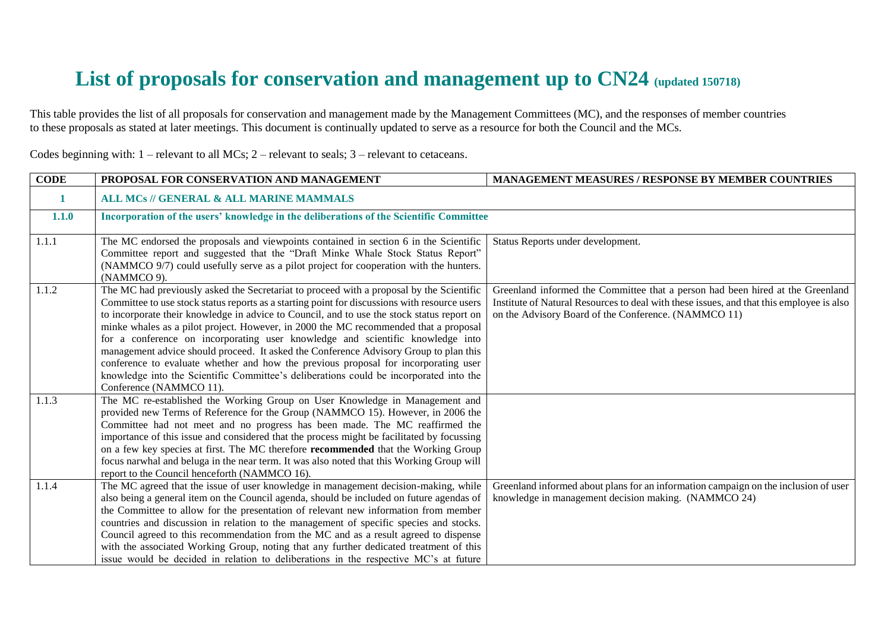# List of proposals for conservation and management up to CN24 (updated 150718)

This table provides the list of all proposals for conservation and management made by the Management Committees (MC), and the responses of member countries to these proposals as stated at later meetings. This document is continually updated to serve as a resource for both the Council and the MCs.

Codes beginning with: 1 – relevant to all MCs; 2 – relevant to seals; 3 – relevant to cetaceans.

| CODE | PROPOSAL FOR CONSERVATION AND MANAGEMENT | MANAGEMENT MEASURES / RESPONSE BY MEMBER COUNTRIES |
|---|---|---|
| **1** | **ALL MCs // GENERAL & ALL MARINE MAMMALS** | |
| **1.1.0** | **Incorporation of the users' knowledge in the deliberations of the Scientific Committee** | |
| 1.1.1 | The MC endorsed the proposals and viewpoints contained in section 6 in the Scientific Committee report and suggested that the "Draft Minke Whale Stock Status Report" (NAMMCO 9/7) could usefully serve as a pilot project for cooperation with the hunters. (NAMMCO 9). | Status Reports under development. |
| 1.1.2 | The MC had previously asked the Secretariat to proceed with a proposal by the Scientific Committee to use stock status reports as a starting point for discussions with resource users to incorporate their knowledge in advice to Council, and to use the stock status report on minke whales as a pilot project. However, in 2000 the MC recommended that a proposal for a conference on incorporating user knowledge and scientific knowledge into management advice should proceed. It asked the Conference Advisory Group to plan this conference to evaluate whether and how the previous proposal for incorporating user knowledge into the Scientific Committee's deliberations could be incorporated into the Conference (NAMMCO 11). | Greenland informed the Committee that a person had been hired at the Greenland Institute of Natural Resources to deal with these issues, and that this employee is also on the Advisory Board of the Conference. (NAMMCO 11) |
| 1.1.3 | The MC re-established the Working Group on User Knowledge in Management and provided new Terms of Reference for the Group (NAMMCO 15). However, in 2006 the Committee had not meet and no progress has been made. The MC reaffirmed the importance of this issue and considered that the process might be facilitated by focussing on a few key species at first. The MC therefore **recommended** that the Working Group focus narwhal and beluga in the near term. It was also noted that this Working Group will report to the Council henceforth (NAMMCO 16). | |
| 1.1.4 | The MC agreed that the issue of user knowledge in management decision-making, while also being a general item on the Council agenda, should be included on future agendas of the Committee to allow for the presentation of relevant new information from member countries and discussion in relation to the management of specific species and stocks. Council agreed to this recommendation from the MC and as a result agreed to dispense with the associated Working Group, noting that any further dedicated treatment of this issue would be decided in relation to deliberations in the respective MC's at future | Greenland informed about plans for an information campaign on the inclusion of user knowledge in management decision making. (NAMMCO 24) |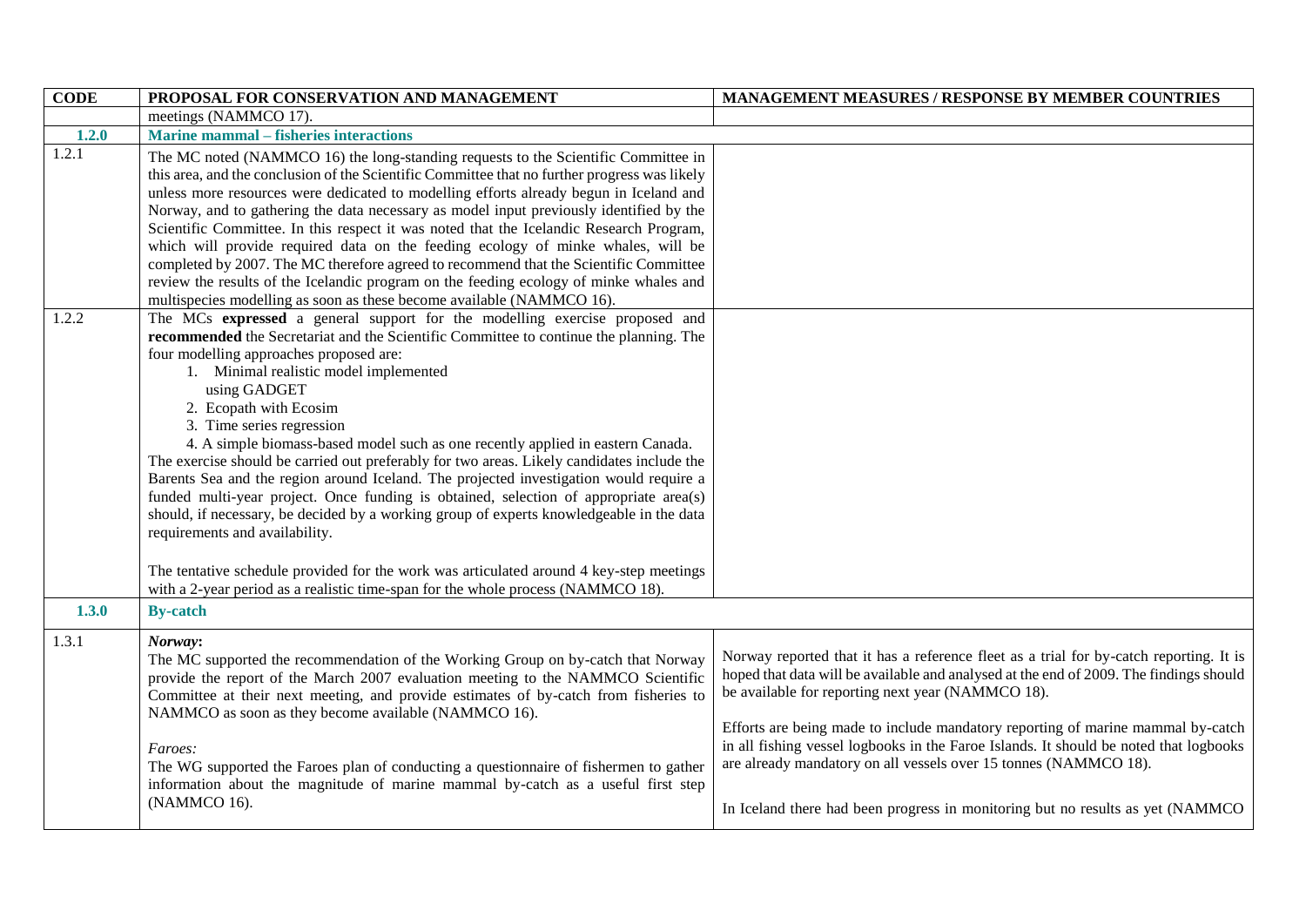| CODE | PROPOSAL FOR CONSERVATION AND MANAGEMENT | MANAGEMENT MEASURES / RESPONSE BY MEMBER COUNTRIES |
|---|---|---|
| | meetings (NAMMCO 17). | |
| **1.2.0** | **Marine mammal – fisheries interactions** | |
| 1.2.1 | The MC noted (NAMMCO 16) the long-standing requests to the Scientific Committee in this area, and the conclusion of the Scientific Committee that no further progress was likely unless more resources were dedicated to modelling efforts already begun in Iceland and Norway, and to gathering the data necessary as model input previously identified by the Scientific Committee. In this respect it was noted that the Icelandic Research Program, which will provide required data on the feeding ecology of minke whales, will be completed by 2007. The MC therefore agreed to recommend that the Scientific Committee review the results of the Icelandic program on the feeding ecology of minke whales and multispecies modelling as soon as these become available (NAMMCO 16). | |
| 1.2.2 | The MCs **expressed** a general support for the modelling exercise proposed and **recommended** the Secretariat and the Scientific Committee to continue the planning. The four modelling approaches proposed are:<br>1. Minimal realistic model implemented using GADGET<br>2. Ecopath with Ecosim<br>3. Time series regression<br>4. A simple biomass-based model such as one recently applied in eastern Canada.<br>The exercise should be carried out preferably for two areas. Likely candidates include the Barents Sea and the region around Iceland. The projected investigation would require a funded multi-year project. Once funding is obtained, selection of appropriate area(s) should, if necessary, be decided by a working group of experts knowledgeable in the data requirements and availability.<br><br>The tentative schedule provided for the work was articulated around 4 key-step meetings with a 2-year period as a realistic time-span for the whole process (NAMMCO 18). | |
| **1.3.0** | **By-catch** | |
| 1.3.1 | ***Norway*:**<br>The MC supported the recommendation of the Working Group on by-catch that Norway provide the report of the March 2007 evaluation meeting to the NAMMCO Scientific Committee at their next meeting, and provide estimates of by-catch from fisheries to NAMMCO as soon as they become available (NAMMCO 16).<br><br>*Faroes:*<br>The WG supported the Faroes plan of conducting a questionnaire of fishermen to gather information about the magnitude of marine mammal by-catch as a useful first step (NAMMCO 16). | Norway reported that it has a reference fleet as a trial for by-catch reporting. It is hoped that data will be available and analysed at the end of 2009. The findings should be available for reporting next year (NAMMCO 18).<br><br>Efforts are being made to include mandatory reporting of marine mammal by-catch in all fishing vessel logbooks in the Faroe Islands. It should be noted that logbooks are already mandatory on all vessels over 15 tonnes (NAMMCO 18).<br><br>In Iceland there had been progress in monitoring but no results as yet (NAMMCO |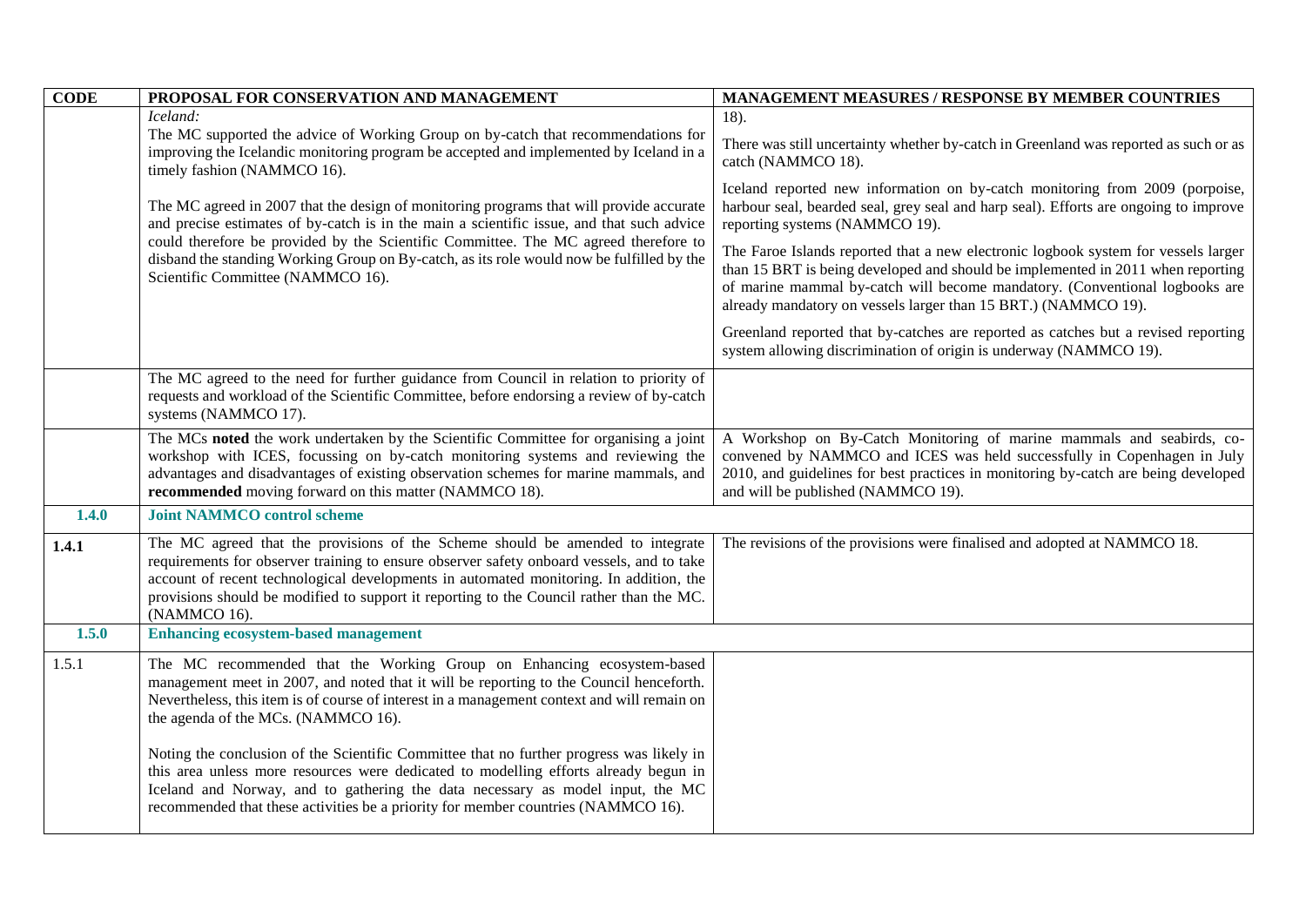| CODE | PROPOSAL FOR CONSERVATION AND MANAGEMENT | MANAGEMENT MEASURES / RESPONSE BY MEMBER COUNTRIES |
|---|---|---|
| | *Iceland:*<br>The MC supported the advice of Working Group on by-catch that recommendations for improving the Icelandic monitoring program be accepted and implemented by Iceland in a timely fashion (NAMMCO 16).<br><br>The MC agreed in 2007 that the design of monitoring programs that will provide accurate and precise estimates of by-catch is in the main a scientific issue, and that such advice could therefore be provided by the Scientific Committee. The MC agreed therefore to disband the standing Working Group on By-catch, as its role would now be fulfilled by the Scientific Committee (NAMMCO 16). | 18).<br><br>There was still uncertainty whether by-catch in Greenland was reported as such or as catch (NAMMCO 18).<br><br>Iceland reported new information on by-catch monitoring from 2009 (porpoise, harbour seal, bearded seal, grey seal and harp seal). Efforts are ongoing to improve reporting systems (NAMMCO 19).<br><br>The Faroe Islands reported that a new electronic logbook system for vessels larger than 15 BRT is being developed and should be implemented in 2011 when reporting of marine mammal by-catch will become mandatory. (Conventional logbooks are already mandatory on vessels larger than 15 BRT.) (NAMMCO 19).<br><br>Greenland reported that by-catches are reported as catches but a revised reporting system allowing discrimination of origin is underway (NAMMCO 19). |
| | The MC agreed to the need for further guidance from Council in relation to priority of requests and workload of the Scientific Committee, before endorsing a review of by-catch systems (NAMMCO 17). | |
| | The MCs **noted** the work undertaken by the Scientific Committee for organising a joint workshop with ICES, focussing on by-catch monitoring systems and reviewing the advantages and disadvantages of existing observation schemes for marine mammals, and **recommended** moving forward on this matter (NAMMCO 18). | A Workshop on By-Catch Monitoring of marine mammals and seabirds, co-convened by NAMMCO and ICES was held successfully in Copenhagen in July 2010, and guidelines for best practices in monitoring by-catch are being developed and will be published (NAMMCO 19). |
| **1.4.0** | **Joint NAMMCO control scheme** | |
| **1.4.1** | The MC agreed that the provisions of the Scheme should be amended to integrate requirements for observer training to ensure observer safety onboard vessels, and to take account of recent technological developments in automated monitoring. In addition, the provisions should be modified to support it reporting to the Council rather than the MC. (NAMMCO 16). | The revisions of the provisions were finalised and adopted at NAMMCO 18. |
| **1.5.0** | **Enhancing ecosystem-based management** | |
| 1.5.1 | The MC recommended that the Working Group on Enhancing ecosystem-based management meet in 2007, and noted that it will be reporting to the Council henceforth. Nevertheless, this item is of course of interest in a management context and will remain on the agenda of the MCs. (NAMMCO 16).<br><br>Noting the conclusion of the Scientific Committee that no further progress was likely in this area unless more resources were dedicated to modelling efforts already begun in Iceland and Norway, and to gathering the data necessary as model input, the MC recommended that these activities be a priority for member countries (NAMMCO 16). | |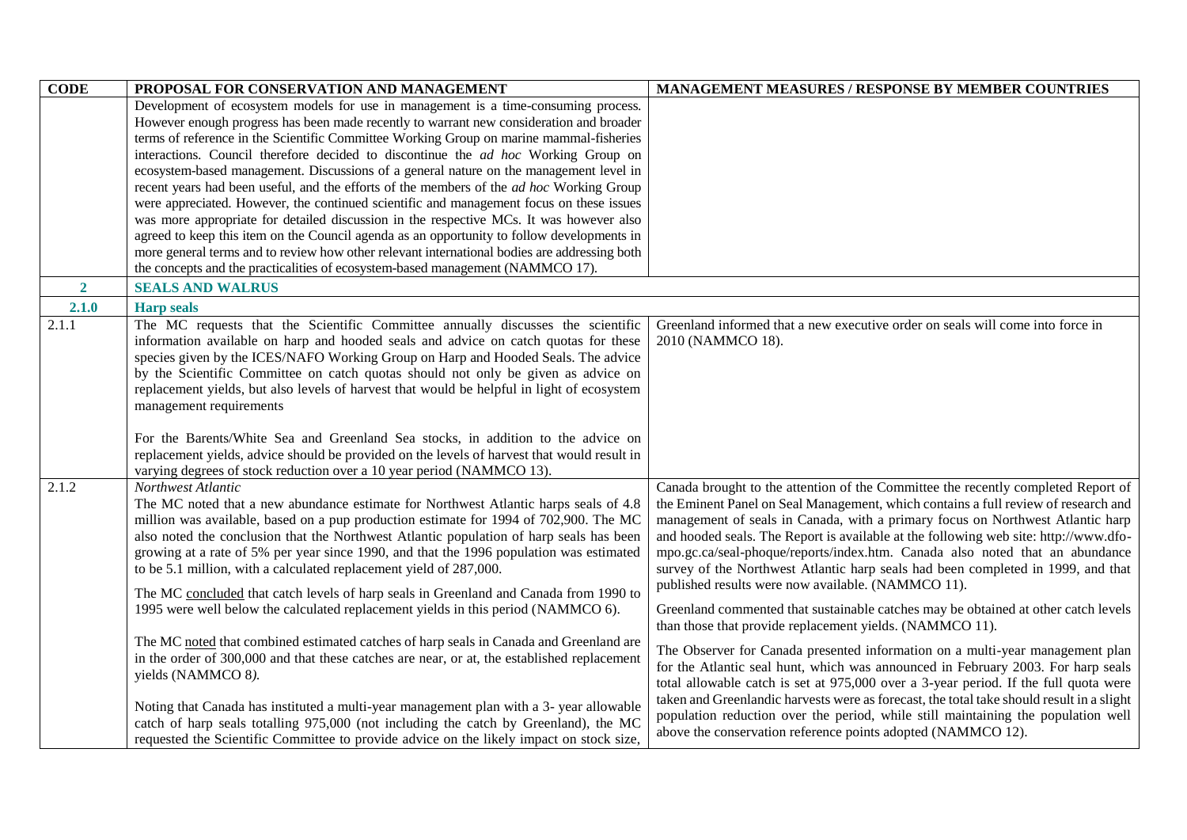| CODE | PROPOSAL FOR CONSERVATION AND MANAGEMENT | MANAGEMENT MEASURES / RESPONSE BY MEMBER COUNTRIES |
|---|---|---|
| | Development of ecosystem models for use in management is a time-consuming process. However enough progress has been made recently to warrant new consideration and broader terms of reference in the Scientific Committee Working Group on marine mammal-fisheries interactions. Council therefore decided to discontinue the *ad hoc* Working Group on ecosystem-based management. Discussions of a general nature on the management level in recent years had been useful, and the efforts of the members of the *ad hoc* Working Group were appreciated. However, the continued scientific and management focus on these issues was more appropriate for detailed discussion in the respective MCs. It was however also agreed to keep this item on the Council agenda as an opportunity to follow developments in more general terms and to review how other relevant international bodies are addressing both the concepts and the practicalities of ecosystem-based management (NAMMCO 17). | |
| **2** | **SEALS AND WALRUS** | |
| **2.1.0** | **Harp seals** | |
| 2.1.1 | The MC requests that the Scientific Committee annually discusses the scientific information available on harp and hooded seals and advice on catch quotas for these species given by the ICES/NAFO Working Group on Harp and Hooded Seals. The advice by the Scientific Committee on catch quotas should not only be given as advice on replacement yields, but also levels of harvest that would be helpful in light of ecosystem management requirements<br><br>For the Barents/White Sea and Greenland Sea stocks, in addition to the advice on replacement yields, advice should be provided on the levels of harvest that would result in varying degrees of stock reduction over a 10 year period (NAMMCO 13). | Greenland informed that a new executive order on seals will come into force in 2010 (NAMMCO 18). |
| 2.1.2 | *Northwest Atlantic*<br>The MC noted that a new abundance estimate for Northwest Atlantic harps seals of 4.8 million was available, based on a pup production estimate for 1994 of 702,900. The MC also noted the conclusion that the Northwest Atlantic population of harp seals has been growing at a rate of 5% per year since 1990, and that the 1996 population was estimated to be 5.1 million, with a calculated replacement yield of 287,000.<br><br>The MC <u>concluded</u> that catch levels of harp seals in Greenland and Canada from 1990 to 1995 were well below the calculated replacement yields in this period (NAMMCO 6).<br><br>The MC <u>noted</u> that combined estimated catches of harp seals in Canada and Greenland are in the order of 300,000 and that these catches are near, or at, the established replacement yields (NAMMCO 8*)*.<br><br>Noting that Canada has instituted a multi-year management plan with a 3- year allowable catch of harp seals totalling 975,000 (not including the catch by Greenland), the MC requested the Scientific Committee to provide advice on the likely impact on stock size, | Canada brought to the attention of the Committee the recently completed Report of the Eminent Panel on Seal Management, which contains a full review of research and management of seals in Canada, with a primary focus on Northwest Atlantic harp and hooded seals. The Report is available at the following web site: http://www.dfo-mpo.gc.ca/seal-phoque/reports/index.htm. Canada also noted that an abundance survey of the Northwest Atlantic harp seals had been completed in 1999, and that published results were now available. (NAMMCO 11).<br><br>Greenland commented that sustainable catches may be obtained at other catch levels than those that provide replacement yields. (NAMMCO 11).<br><br>The Observer for Canada presented information on a multi-year management plan for the Atlantic seal hunt, which was announced in February 2003. For harp seals total allowable catch is set at 975,000 over a 3-year period. If the full quota were taken and Greenlandic harvests were as forecast, the total take should result in a slight population reduction over the period, while still maintaining the population well above the conservation reference points adopted (NAMMCO 12). |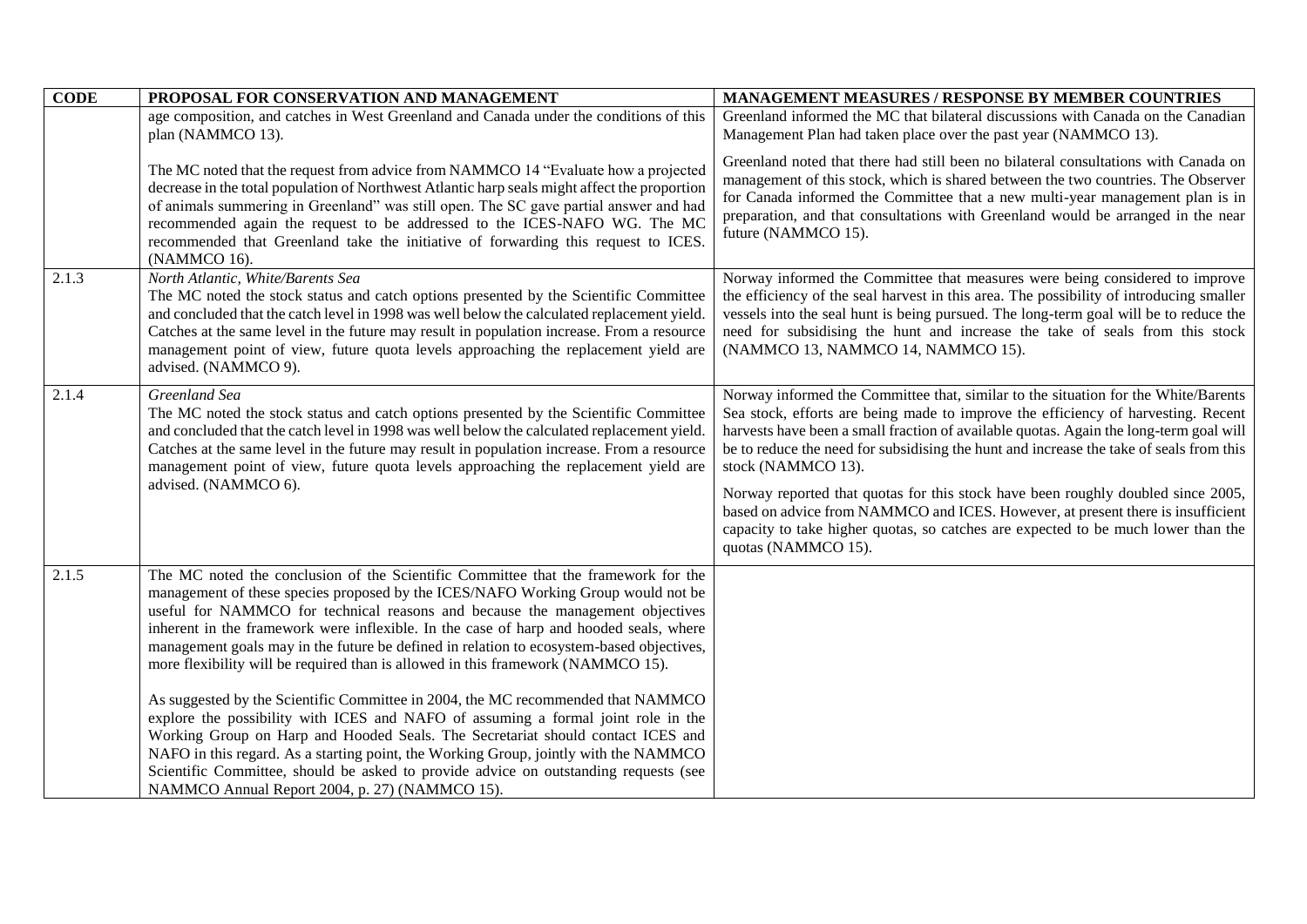| CODE | PROPOSAL FOR CONSERVATION AND MANAGEMENT | MANAGEMENT MEASURES / RESPONSE BY MEMBER COUNTRIES |
|---|---|---|
| | age composition, and catches in West Greenland and Canada under the conditions of this plan (NAMMCO 13).<br><br>The MC noted that the request from advice from NAMMCO 14 "Evaluate how a projected decrease in the total population of Northwest Atlantic harp seals might affect the proportion of animals summering in Greenland" was still open. The SC gave partial answer and had recommended again the request to be addressed to the ICES-NAFO WG. The MC recommended that Greenland take the initiative of forwarding this request to ICES. (NAMMCO 16). | Greenland informed the MC that bilateral discussions with Canada on the Canadian Management Plan had taken place over the past year (NAMMCO 13).<br><br>Greenland noted that there had still been no bilateral consultations with Canada on management of this stock, which is shared between the two countries. The Observer for Canada informed the Committee that a new multi-year management plan is in preparation, and that consultations with Greenland would be arranged in the near future (NAMMCO 15). |
| 2.1.3 | *North Atlantic, White/Barents Sea*<br>The MC noted the stock status and catch options presented by the Scientific Committee and concluded that the catch level in 1998 was well below the calculated replacement yield. Catches at the same level in the future may result in population increase. From a resource management point of view, future quota levels approaching the replacement yield are advised. (NAMMCO 9). | Norway informed the Committee that measures were being considered to improve the efficiency of the seal harvest in this area. The possibility of introducing smaller vessels into the seal hunt is being pursued. The long-term goal will be to reduce the need for subsidising the hunt and increase the take of seals from this stock (NAMMCO 13, NAMMCO 14, NAMMCO 15). |
| 2.1.4 | *Greenland Sea*<br>The MC noted the stock status and catch options presented by the Scientific Committee and concluded that the catch level in 1998 was well below the calculated replacement yield. Catches at the same level in the future may result in population increase. From a resource management point of view, future quota levels approaching the replacement yield are advised. (NAMMCO 6). | Norway informed the Committee that, similar to the situation for the White/Barents Sea stock, efforts are being made to improve the efficiency of harvesting. Recent harvests have been a small fraction of available quotas. Again the long-term goal will be to reduce the need for subsidising the hunt and increase the take of seals from this stock (NAMMCO 13).<br><br>Norway reported that quotas for this stock have been roughly doubled since 2005, based on advice from NAMMCO and ICES. However, at present there is insufficient capacity to take higher quotas, so catches are expected to be much lower than the quotas (NAMMCO 15). |
| 2.1.5 | The MC noted the conclusion of the Scientific Committee that the framework for the management of these species proposed by the ICES/NAFO Working Group would not be useful for NAMMCO for technical reasons and because the management objectives inherent in the framework were inflexible. In the case of harp and hooded seals, where management goals may in the future be defined in relation to ecosystem-based objectives, more flexibility will be required than is allowed in this framework (NAMMCO 15).<br><br>As suggested by the Scientific Committee in 2004, the MC recommended that NAMMCO explore the possibility with ICES and NAFO of assuming a formal joint role in the Working Group on Harp and Hooded Seals. The Secretariat should contact ICES and NAFO in this regard. As a starting point, the Working Group, jointly with the NAMMCO Scientific Committee, should be asked to provide advice on outstanding requests (see NAMMCO Annual Report 2004, p. 27) (NAMMCO 15). | |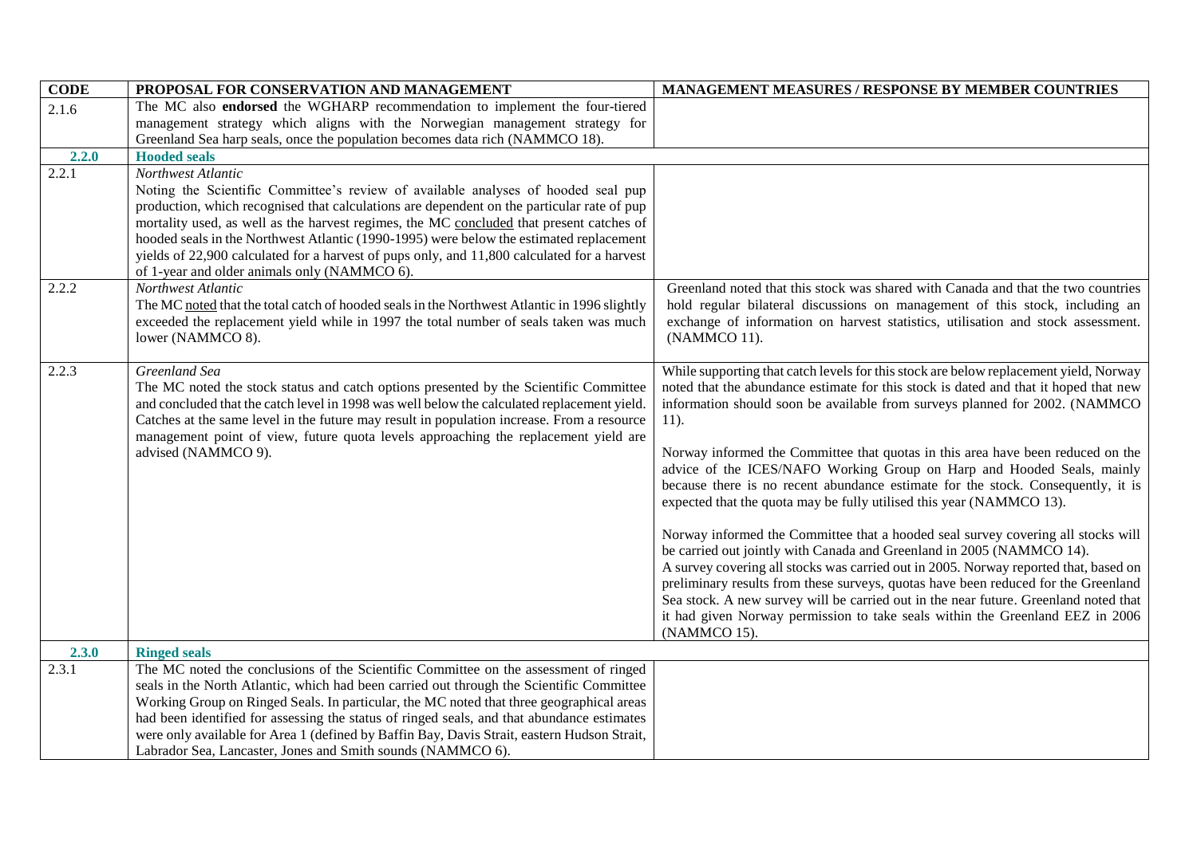| CODE | PROPOSAL FOR CONSERVATION AND MANAGEMENT | MANAGEMENT MEASURES / RESPONSE BY MEMBER COUNTRIES |
|---|---|---|
| 2.1.6 | The MC also **endorsed** the WGHARP recommendation to implement the four-tiered management strategy which aligns with the Norwegian management strategy for Greenland Sea harp seals, once the population becomes data rich (NAMMCO 18). | |
| **2.2.0** | **Hooded seals** | |
| 2.2.1 | *Northwest Atlantic*<br>Noting the Scientific Committee's review of available analyses of hooded seal pup production, which recognised that calculations are dependent on the particular rate of pup mortality used, as well as the harvest regimes, the MC concluded that present catches of hooded seals in the Northwest Atlantic (1990-1995) were below the estimated replacement yields of 22,900 calculated for a harvest of pups only, and 11,800 calculated for a harvest of 1-year and older animals only (NAMMCO 6). | |
| 2.2.2 | *Northwest Atlantic*<br>The MC noted that the total catch of hooded seals in the Northwest Atlantic in 1996 slightly exceeded the replacement yield while in 1997 the total number of seals taken was much lower (NAMMCO 8). | Greenland noted that this stock was shared with Canada and that the two countries hold regular bilateral discussions on management of this stock, including an exchange of information on harvest statistics, utilisation and stock assessment. (NAMMCO 11). |
| 2.2.3 | *Greenland Sea*<br>The MC noted the stock status and catch options presented by the Scientific Committee and concluded that the catch level in 1998 was well below the calculated replacement yield. Catches at the same level in the future may result in population increase. From a resource management point of view, future quota levels approaching the replacement yield are advised (NAMMCO 9). | While supporting that catch levels for this stock are below replacement yield, Norway noted that the abundance estimate for this stock is dated and that it hoped that new information should soon be available from surveys planned for 2002. (NAMMCO 11).<br><br>Norway informed the Committee that quotas in this area have been reduced on the advice of the ICES/NAFO Working Group on Harp and Hooded Seals, mainly because there is no recent abundance estimate for the stock. Consequently, it is expected that the quota may be fully utilised this year (NAMMCO 13).<br><br>Norway informed the Committee that a hooded seal survey covering all stocks will be carried out jointly with Canada and Greenland in 2005 (NAMMCO 14).<br>A survey covering all stocks was carried out in 2005. Norway reported that, based on preliminary results from these surveys, quotas have been reduced for the Greenland Sea stock. A new survey will be carried out in the near future. Greenland noted that it had given Norway permission to take seals within the Greenland EEZ in 2006 (NAMMCO 15). |
| **2.3.0** | **Ringed seals** | |
| 2.3.1 | The MC noted the conclusions of the Scientific Committee on the assessment of ringed seals in the North Atlantic, which had been carried out through the Scientific Committee Working Group on Ringed Seals. In particular, the MC noted that three geographical areas had been identified for assessing the status of ringed seals, and that abundance estimates were only available for Area 1 (defined by Baffin Bay, Davis Strait, eastern Hudson Strait, Labrador Sea, Lancaster, Jones and Smith sounds (NAMMCO 6). | |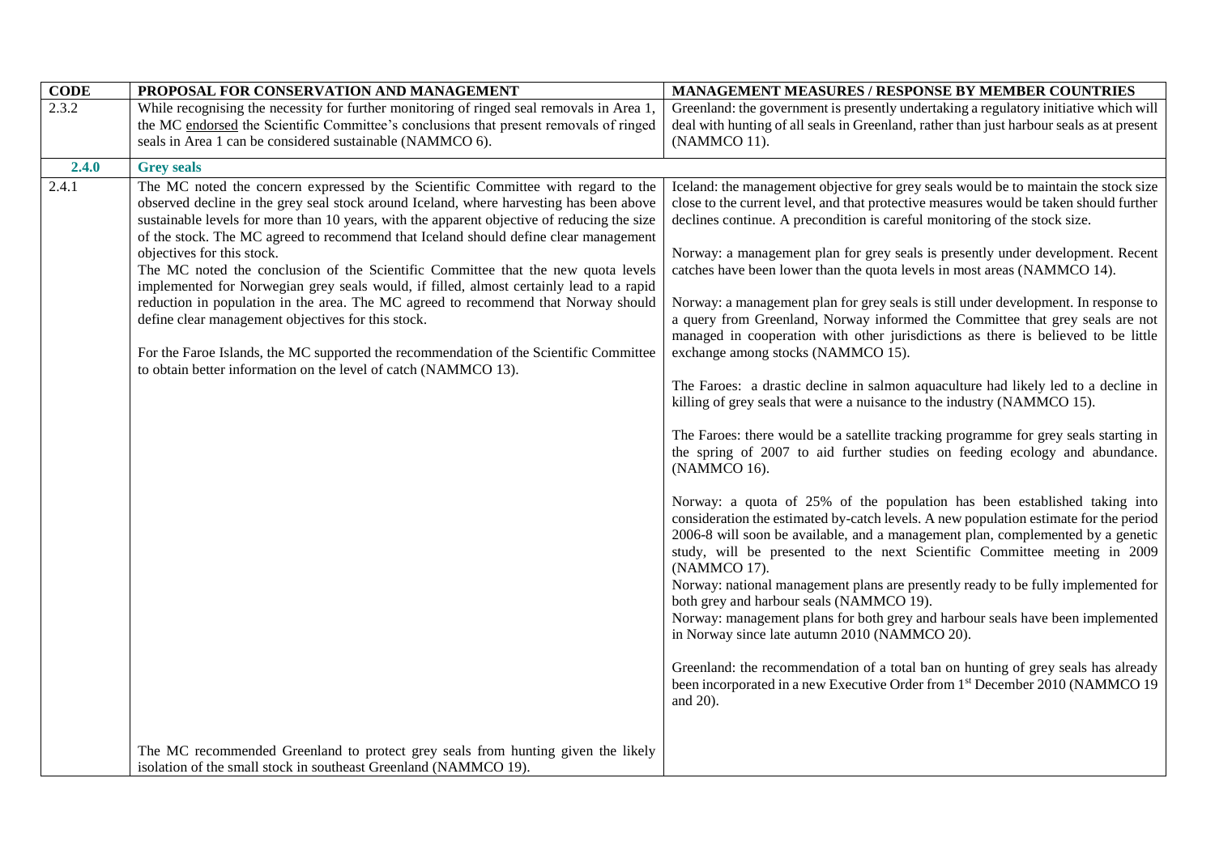| CODE | PROPOSAL FOR CONSERVATION AND MANAGEMENT | MANAGEMENT MEASURES / RESPONSE BY MEMBER COUNTRIES |
|---|---|---|
| 2.3.2 | While recognising the necessity for further monitoring of ringed seal removals in Area 1, the MC endorsed the Scientific Committee's conclusions that present removals of ringed seals in Area 1 can be considered sustainable (NAMMCO 6). | Greenland: the government is presently undertaking a regulatory initiative which will deal with hunting of all seals in Greenland, rather than just harbour seals as at present (NAMMCO 11). |
| **2.4.0** | **Grey seals** | |
| 2.4.1 | The MC noted the concern expressed by the Scientific Committee with regard to the observed decline in the grey seal stock around Iceland, where harvesting has been above sustainable levels for more than 10 years, with the apparent objective of reducing the size of the stock. The MC agreed to recommend that Iceland should define clear management objectives for this stock.<br>The MC noted the conclusion of the Scientific Committee that the new quota levels implemented for Norwegian grey seals would, if filled, almost certainly lead to a rapid reduction in population in the area. The MC agreed to recommend that Norway should define clear management objectives for this stock.<br><br>For the Faroe Islands, the MC supported the recommendation of the Scientific Committee to obtain better information on the level of catch (NAMMCO 13).<br><br>The MC recommended Greenland to protect grey seals from hunting given the likely isolation of the small stock in southeast Greenland (NAMMCO 19). | Iceland: the management objective for grey seals would be to maintain the stock size close to the current level, and that protective measures would be taken should further declines continue. A precondition is careful monitoring of the stock size.<br><br>Norway: a management plan for grey seals is presently under development. Recent catches have been lower than the quota levels in most areas (NAMMCO 14).<br><br>Norway: a management plan for grey seals is still under development. In response to a query from Greenland, Norway informed the Committee that grey seals are not managed in cooperation with other jurisdictions as there is believed to be little exchange among stocks (NAMMCO 15).<br><br>The Faroes: a drastic decline in salmon aquaculture had likely led to a decline in killing of grey seals that were a nuisance to the industry (NAMMCO 15).<br><br>The Faroes: there would be a satellite tracking programme for grey seals starting in the spring of 2007 to aid further studies on feeding ecology and abundance. (NAMMCO 16).<br><br>Norway: a quota of 25% of the population has been established taking into consideration the estimated by-catch levels. A new population estimate for the period 2006-8 will soon be available, and a management plan, complemented by a genetic study, will be presented to the next Scientific Committee meeting in 2009 (NAMMCO 17).<br>Norway: national management plans are presently ready to be fully implemented for both grey and harbour seals (NAMMCO 19).<br>Norway: management plans for both grey and harbour seals have been implemented in Norway since late autumn 2010 (NAMMCO 20).<br><br>Greenland: the recommendation of a total ban on hunting of grey seals has already been incorporated in a new Executive Order from 1st December 2010 (NAMMCO 19 and 20). |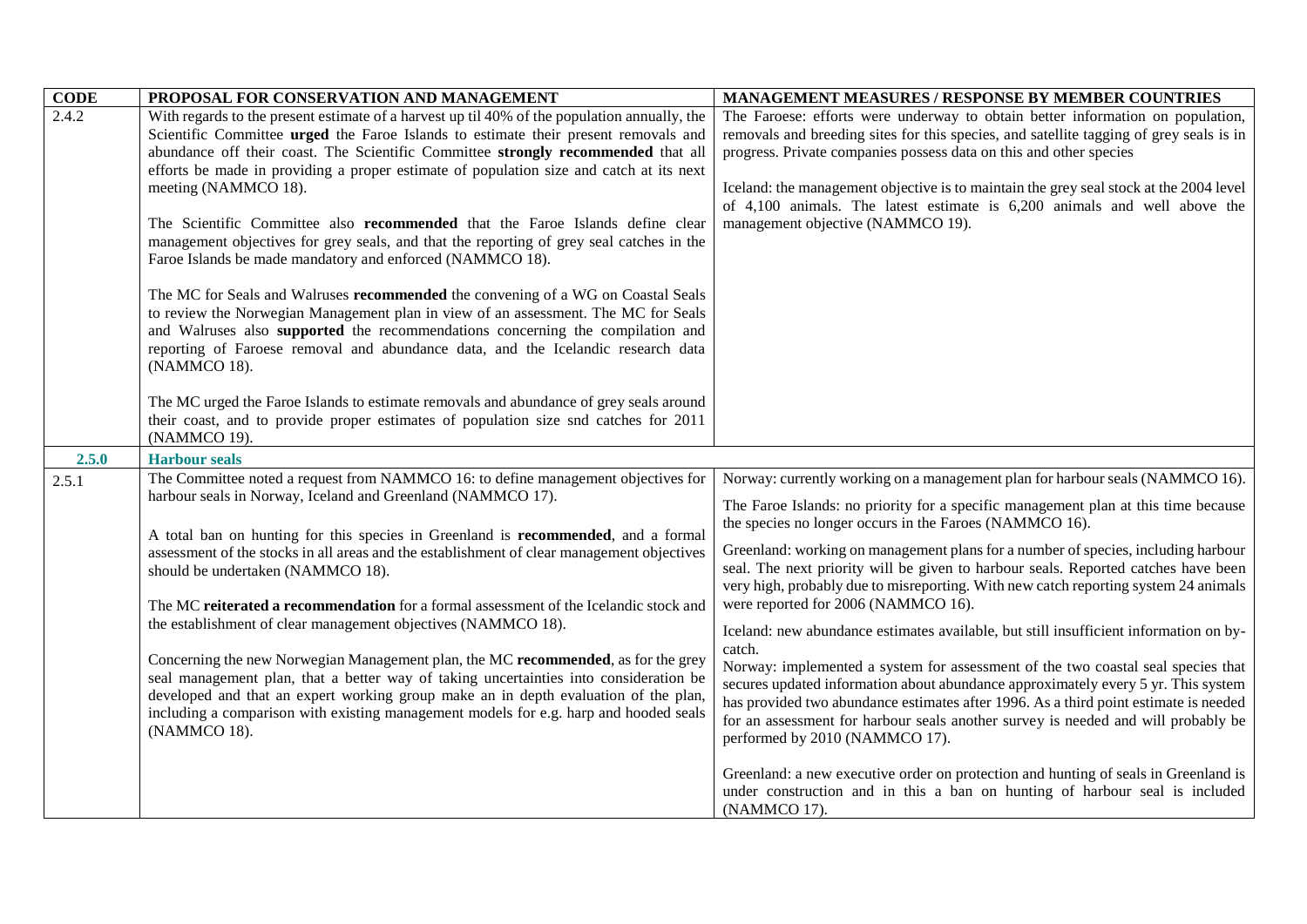| CODE | PROPOSAL FOR CONSERVATION AND MANAGEMENT | MANAGEMENT MEASURES / RESPONSE BY MEMBER COUNTRIES |
|---|---|---|
| 2.4.2 | With regards to the present estimate of a harvest up til 40% of the population annually, the Scientific Committee **urged** the Faroe Islands to estimate their present removals and abundance off their coast. The Scientific Committee **strongly recommended** that all efforts be made in providing a proper estimate of population size and catch at its next meeting (NAMMCO 18).<br><br>The Scientific Committee also **recommended** that the Faroe Islands define clear management objectives for grey seals, and that the reporting of grey seal catches in the Faroe Islands be made mandatory and enforced (NAMMCO 18).<br><br>The MC for Seals and Walruses **recommended** the convening of a WG on Coastal Seals to review the Norwegian Management plan in view of an assessment. The MC for Seals and Walruses also **supported** the recommendations concerning the compilation and reporting of Faroese removal and abundance data, and the Icelandic research data (NAMMCO 18).<br><br>The MC urged the Faroe Islands to estimate removals and abundance of grey seals around their coast, and to provide proper estimates of population size snd catches for 2011 (NAMMCO 19). | The Faroese: efforts were underway to obtain better information on population, removals and breeding sites for this species, and satellite tagging of grey seals is in progress. Private companies possess data on this and other species<br><br>Iceland: the management objective is to maintain the grey seal stock at the 2004 level of 4,100 animals. The latest estimate is 6,200 animals and well above the management objective (NAMMCO 19). |
| **2.5.0** | **Harbour seals** | |
| 2.5.1 | The Committee noted a request from NAMMCO 16: to define management objectives for harbour seals in Norway, Iceland and Greenland (NAMMCO 17).<br><br>A total ban on hunting for this species in Greenland is **recommended**, and a formal assessment of the stocks in all areas and the establishment of clear management objectives should be undertaken (NAMMCO 18).<br><br>The MC **reiterated a recommendation** for a formal assessment of the Icelandic stock and the establishment of clear management objectives (NAMMCO 18).<br><br>Concerning the new Norwegian Management plan, the MC **recommended**, as for the grey seal management plan, that a better way of taking uncertainties into consideration be developed and that an expert working group make an in depth evaluation of the plan, including a comparison with existing management models for e.g. harp and hooded seals (NAMMCO 18). | Norway: currently working on a management plan for harbour seals (NAMMCO 16).<br><br>The Faroe Islands: no priority for a specific management plan at this time because the species no longer occurs in the Faroes (NAMMCO 16).<br><br>Greenland: working on management plans for a number of species, including harbour seal. The next priority will be given to harbour seals. Reported catches have been very high, probably due to misreporting. With new catch reporting system 24 animals were reported for 2006 (NAMMCO 16).<br><br>Iceland: new abundance estimates available, but still insufficient information on by-catch.<br>Norway: implemented a system for assessment of the two coastal seal species that secures updated information about abundance approximately every 5 yr. This system has provided two abundance estimates after 1996. As a third point estimate is needed for an assessment for harbour seals another survey is needed and will probably be performed by 2010 (NAMMCO 17).<br><br>Greenland: a new executive order on protection and hunting of seals in Greenland is under construction and in this a ban on hunting of harbour seal is included (NAMMCO 17). |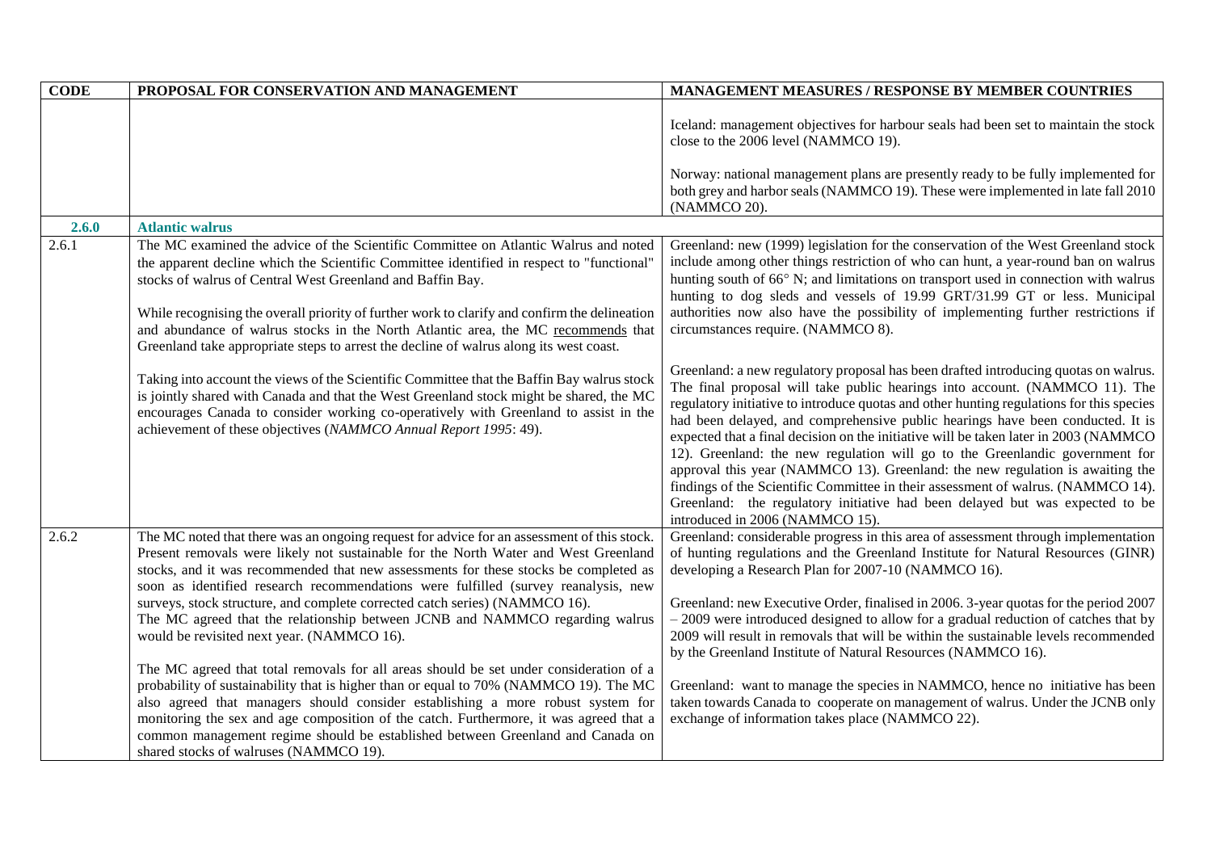| CODE | PROPOSAL FOR CONSERVATION AND MANAGEMENT | MANAGEMENT MEASURES / RESPONSE BY MEMBER COUNTRIES |
|---|---|---|
| | | Iceland: management objectives for harbour seals had been set to maintain the stock close to the 2006 level (NAMMCO 19).<br><br>Norway: national management plans are presently ready to be fully implemented for both grey and harbor seals (NAMMCO 19). These were implemented in late fall 2010 (NAMMCO 20). |
| **2.6.0** | **Atlantic walrus** | |
| 2.6.1 | The MC examined the advice of the Scientific Committee on Atlantic Walrus and noted the apparent decline which the Scientific Committee identified in respect to "functional" stocks of walrus of Central West Greenland and Baffin Bay.<br><br>While recognising the overall priority of further work to clarify and confirm the delineation and abundance of walrus stocks in the North Atlantic area, the MC recommends that Greenland take appropriate steps to arrest the decline of walrus along its west coast.<br><br>Taking into account the views of the Scientific Committee that the Baffin Bay walrus stock is jointly shared with Canada and that the West Greenland stock might be shared, the MC encourages Canada to consider working co-operatively with Greenland to assist in the achievement of these objectives (*NAMMCO Annual Report 1995*: 49). | Greenland: new (1999) legislation for the conservation of the West Greenland stock include among other things restriction of who can hunt, a year-round ban on walrus hunting south of 66° N; and limitations on transport used in connection with walrus hunting to dog sleds and vessels of 19.99 GRT/31.99 GT or less. Municipal authorities now also have the possibility of implementing further restrictions if circumstances require. (NAMMCO 8).<br><br>Greenland: a new regulatory proposal has been drafted introducing quotas on walrus. The final proposal will take public hearings into account. (NAMMCO 11). The regulatory initiative to introduce quotas and other hunting regulations for this species had been delayed, and comprehensive public hearings have been conducted. It is expected that a final decision on the initiative will be taken later in 2003 (NAMMCO 12). Greenland: the new regulation will go to the Greenlandic government for approval this year (NAMMCO 13). Greenland: the new regulation is awaiting the findings of the Scientific Committee in their assessment of walrus. (NAMMCO 14). Greenland: the regulatory initiative had been delayed but was expected to be introduced in 2006 (NAMMCO 15). |
| 2.6.2 | The MC noted that there was an ongoing request for advice for an assessment of this stock. Present removals were likely not sustainable for the North Water and West Greenland stocks, and it was recommended that new assessments for these stocks be completed as soon as identified research recommendations were fulfilled (survey reanalysis, new surveys, stock structure, and complete corrected catch series) (NAMMCO 16).<br>The MC agreed that the relationship between JCNB and NAMMCO regarding walrus would be revisited next year. (NAMMCO 16).<br><br>The MC agreed that total removals for all areas should be set under consideration of a probability of sustainability that is higher than or equal to 70% (NAMMCO 19). The MC also agreed that managers should consider establishing a more robust system for monitoring the sex and age composition of the catch. Furthermore, it was agreed that a common management regime should be established between Greenland and Canada on shared stocks of walruses (NAMMCO 19). | Greenland: considerable progress in this area of assessment through implementation of hunting regulations and the Greenland Institute for Natural Resources (GINR) developing a Research Plan for 2007-10 (NAMMCO 16).<br><br>Greenland: new Executive Order, finalised in 2006. 3-year quotas for the period 2007 – 2009 were introduced designed to allow for a gradual reduction of catches that by 2009 will result in removals that will be within the sustainable levels recommended by the Greenland Institute of Natural Resources (NAMMCO 16).<br><br>Greenland: want to manage the species in NAMMCO, hence no initiative has been taken towards Canada to cooperate on management of walrus. Under the JCNB only exchange of information takes place (NAMMCO 22). |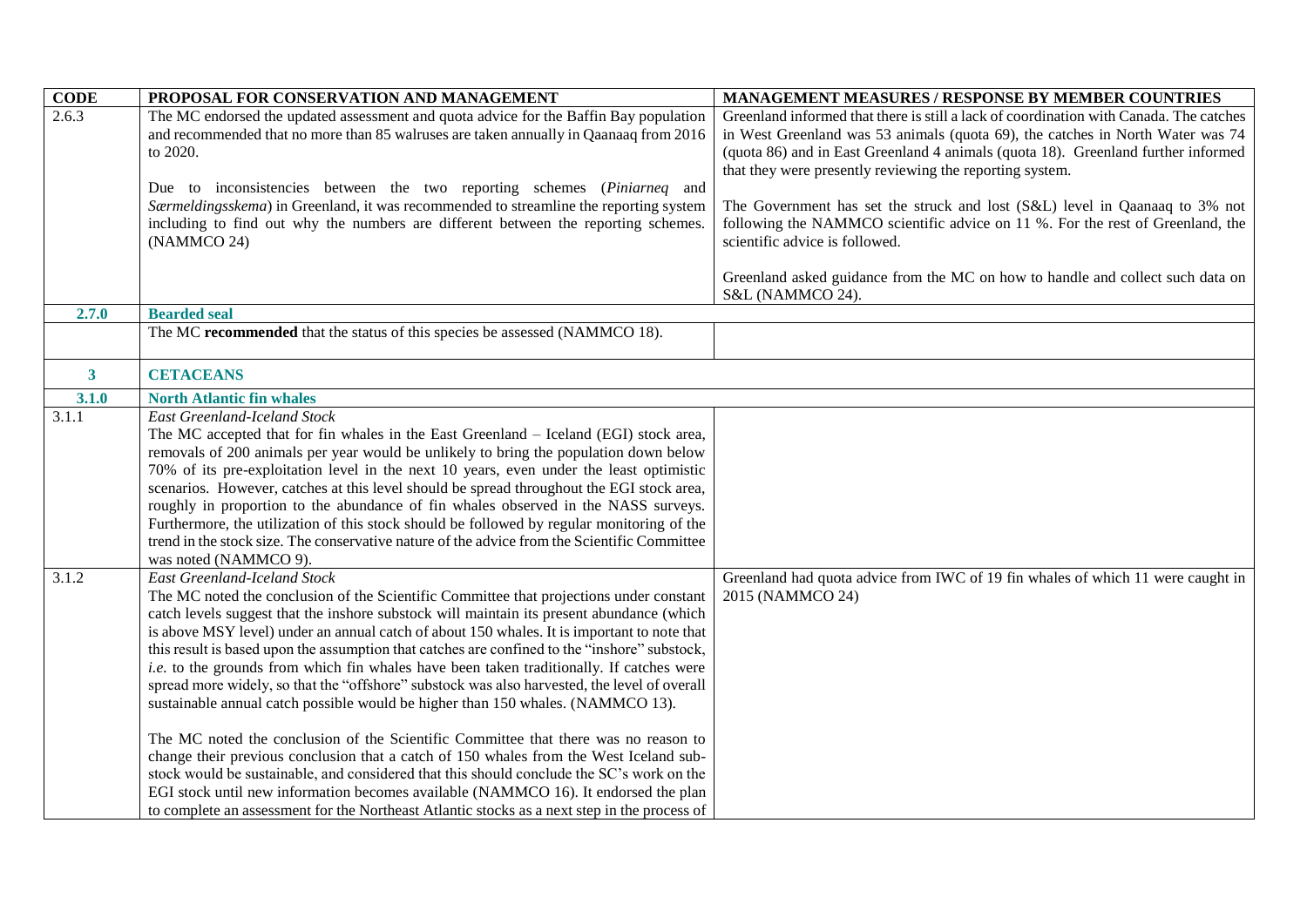| CODE | PROPOSAL FOR CONSERVATION AND MANAGEMENT | MANAGEMENT MEASURES / RESPONSE BY MEMBER COUNTRIES |
|---|---|---|
| 2.6.3 | The MC endorsed the updated assessment and quota advice for the Baffin Bay population and recommended that no more than 85 walruses are taken annually in Qaanaaq from 2016 to 2020.<br><br>Due to inconsistencies between the two reporting schemes (*Piniarneq* and *Særmeldingsskema*) in Greenland, it was recommended to streamline the reporting system including to find out why the numbers are different between the reporting schemes. (NAMMCO 24) | Greenland informed that there is still a lack of coordination with Canada. The catches in West Greenland was 53 animals (quota 69), the catches in North Water was 74 (quota 86) and in East Greenland 4 animals (quota 18). Greenland further informed that they were presently reviewing the reporting system.<br><br>The Government has set the struck and lost (S&L) level in Qaanaaq to 3% not following the NAMMCO scientific advice on 11 %. For the rest of Greenland, the scientific advice is followed.<br><br>Greenland asked guidance from the MC on how to handle and collect such data on S&L (NAMMCO 24). |
| **2.7.0** | **Bearded seal** | |
| | The MC **recommended** that the status of this species be assessed (NAMMCO 18). | |
| **3** | **CETACEANS** | |
| **3.1.0** | **North Atlantic fin whales** | |
| 3.1.1 | *East Greenland-Iceland Stock*<br>The MC accepted that for fin whales in the East Greenland – Iceland (EGI) stock area, removals of 200 animals per year would be unlikely to bring the population down below 70% of its pre-exploitation level in the next 10 years, even under the least optimistic scenarios. However, catches at this level should be spread throughout the EGI stock area, roughly in proportion to the abundance of fin whales observed in the NASS surveys. Furthermore, the utilization of this stock should be followed by regular monitoring of the trend in the stock size. The conservative nature of the advice from the Scientific Committee was noted (NAMMCO 9). | |
| 3.1.2 | *East Greenland-Iceland Stock*<br>The MC noted the conclusion of the Scientific Committee that projections under constant catch levels suggest that the inshore substock will maintain its present abundance (which is above MSY level) under an annual catch of about 150 whales. It is important to note that this result is based upon the assumption that catches are confined to the "inshore" substock, *i.e.* to the grounds from which fin whales have been taken traditionally. If catches were spread more widely, so that the "offshore" substock was also harvested, the level of overall sustainable annual catch possible would be higher than 150 whales. (NAMMCO 13).<br><br>The MC noted the conclusion of the Scientific Committee that there was no reason to change their previous conclusion that a catch of 150 whales from the West Iceland sub-stock would be sustainable, and considered that this should conclude the SC's work on the EGI stock until new information becomes available (NAMMCO 16). It endorsed the plan to complete an assessment for the Northeast Atlantic stocks as a next step in the process of | Greenland had quota advice from IWC of 19 fin whales of which 11 were caught in 2015 (NAMMCO 24) |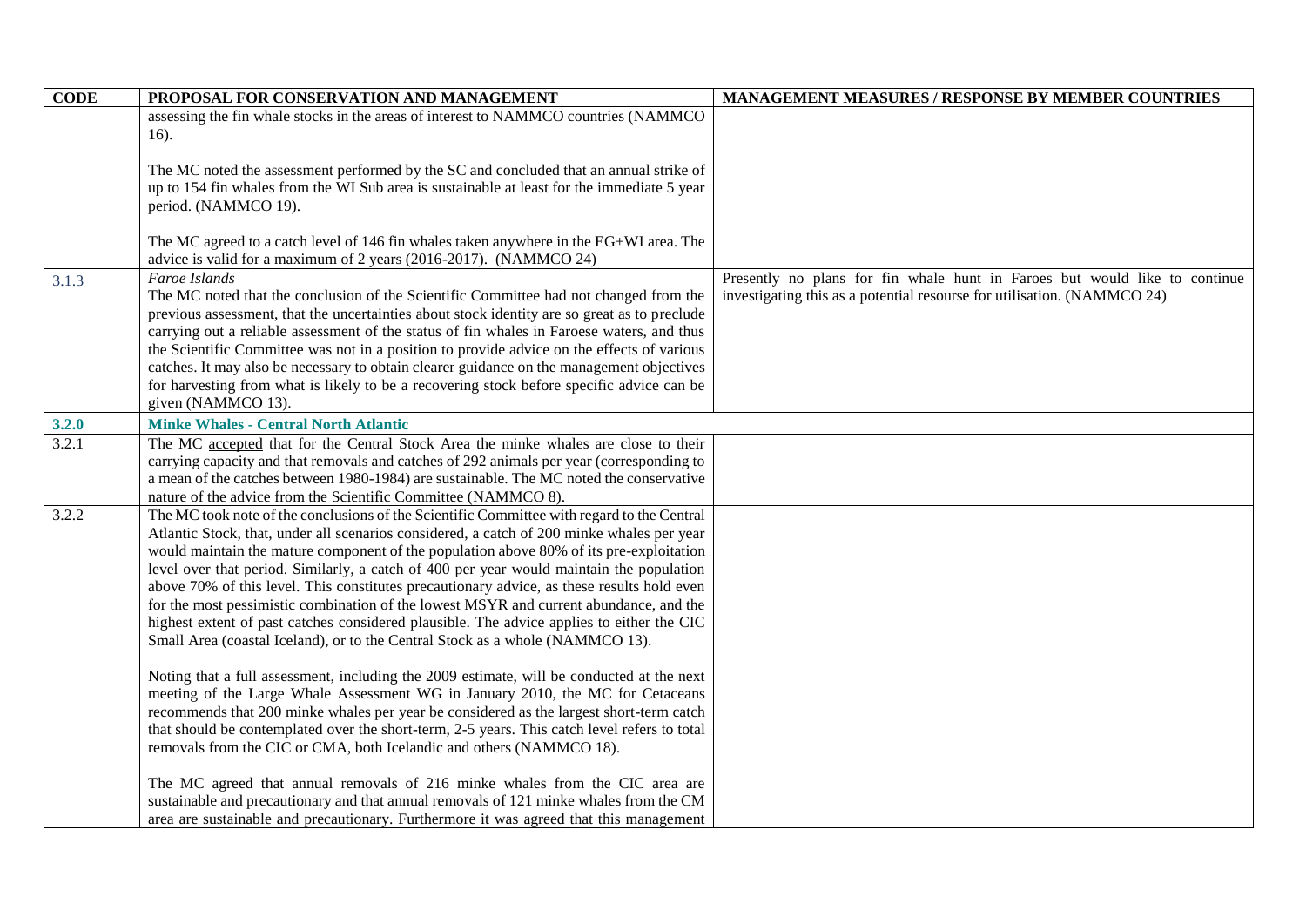| CODE | PROPOSAL FOR CONSERVATION AND MANAGEMENT | MANAGEMENT MEASURES / RESPONSE BY MEMBER COUNTRIES |
|---|---|---|
| | assessing the fin whale stocks in the areas of interest to NAMMCO countries (NAMMCO 16).<br><br>The MC noted the assessment performed by the SC and concluded that an annual strike of up to 154 fin whales from the WI Sub area is sustainable at least for the immediate 5 year period. (NAMMCO 19).<br><br>The MC agreed to a catch level of 146 fin whales taken anywhere in the EG+WI area. The advice is valid for a maximum of 2 years (2016-2017). (NAMMCO 24) | |
| 3.1.3 | *Faroe Islands*<br>The MC noted that the conclusion of the Scientific Committee had not changed from the previous assessment, that the uncertainties about stock identity are so great as to preclude carrying out a reliable assessment of the status of fin whales in Faroese waters, and thus the Scientific Committee was not in a position to provide advice on the effects of various catches. It may also be necessary to obtain clearer guidance on the management objectives for harvesting from what is likely to be a recovering stock before specific advice can be given (NAMMCO 13). | Presently no plans for fin whale hunt in Faroes but would like to continue investigating this as a potential resourse for utilisation. (NAMMCO 24) |
| **3.2.0** | **Minke Whales - Central North Atlantic** | |
| 3.2.1 | The MC accepted that for the Central Stock Area the minke whales are close to their carrying capacity and that removals and catches of 292 animals per year (corresponding to a mean of the catches between 1980-1984) are sustainable. The MC noted the conservative nature of the advice from the Scientific Committee (NAMMCO 8). | |
| 3.2.2 | The MC took note of the conclusions of the Scientific Committee with regard to the Central Atlantic Stock, that, under all scenarios considered, a catch of 200 minke whales per year would maintain the mature component of the population above 80% of its pre-exploitation level over that period. Similarly, a catch of 400 per year would maintain the population above 70% of this level. This constitutes precautionary advice, as these results hold even for the most pessimistic combination of the lowest MSYR and current abundance, and the highest extent of past catches considered plausible. The advice applies to either the CIC Small Area (coastal Iceland), or to the Central Stock as a whole (NAMMCO 13).<br><br>Noting that a full assessment, including the 2009 estimate, will be conducted at the next meeting of the Large Whale Assessment WG in January 2010, the MC for Cetaceans recommends that 200 minke whales per year be considered as the largest short-term catch that should be contemplated over the short-term, 2-5 years. This catch level refers to total removals from the CIC or CMA, both Icelandic and others (NAMMCO 18).<br><br>The MC agreed that annual removals of 216 minke whales from the CIC area are sustainable and precautionary and that annual removals of 121 minke whales from the CM area are sustainable and precautionary. Furthermore it was agreed that this management | |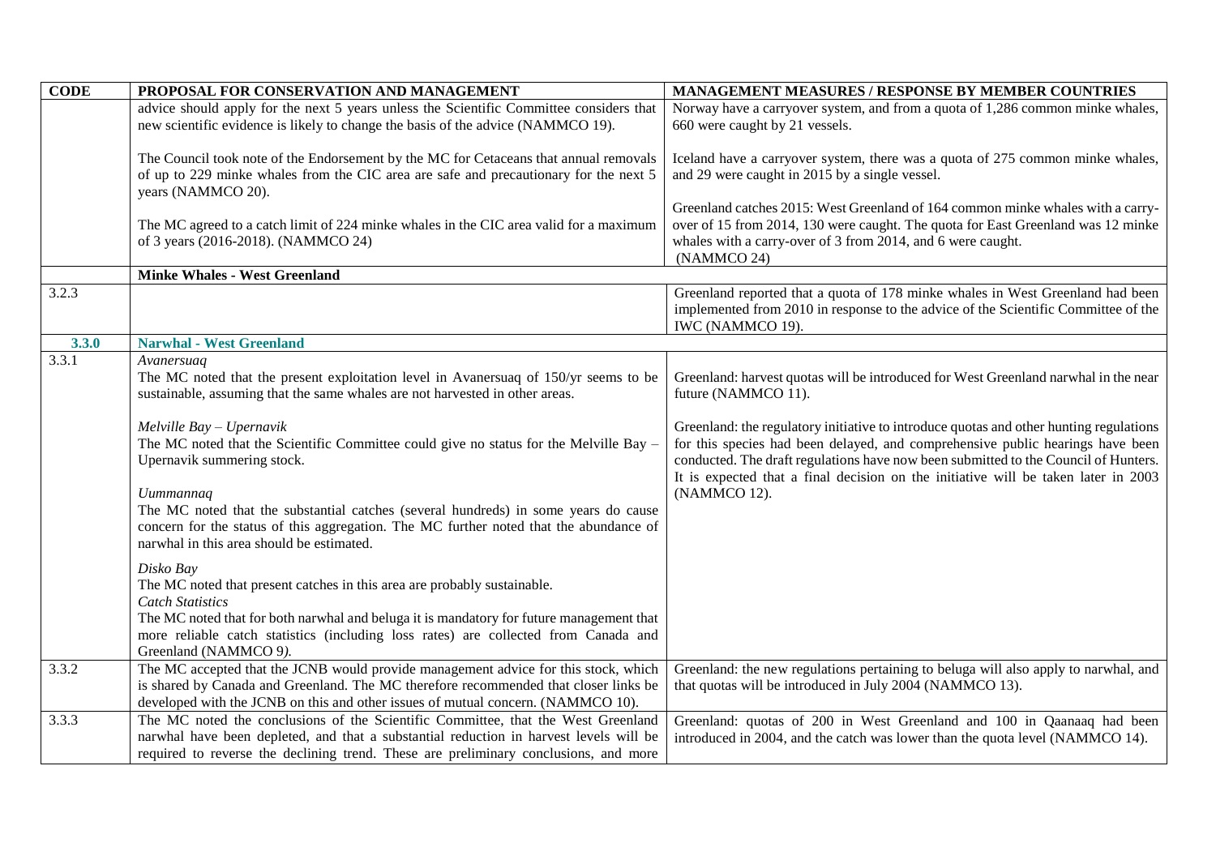| CODE | PROPOSAL FOR CONSERVATION AND MANAGEMENT | MANAGEMENT MEASURES / RESPONSE BY MEMBER COUNTRIES |
|---|---|---|
| | advice should apply for the next 5 years unless the Scientific Committee considers that new scientific evidence is likely to change the basis of the advice (NAMMCO 19).<br><br>The Council took note of the Endorsement by the MC for Cetaceans that annual removals of up to 229 minke whales from the CIC area are safe and precautionary for the next 5 years (NAMMCO 20).<br><br>The MC agreed to a catch limit of 224 minke whales in the CIC area valid for a maximum of 3 years (2016-2018). (NAMMCO 24) | Norway have a carryover system, and from a quota of 1,286 common minke whales, 660 were caught by 21 vessels.<br><br>Iceland have a carryover system, there was a quota of 275 common minke whales, and 29 were caught in 2015 by a single vessel.<br><br>Greenland catches 2015: West Greenland of 164 common minke whales with a carry-over of 15 from 2014, 130 were caught. The quota for East Greenland was 12 minke whales with a carry-over of 3 from 2014, and 6 were caught. (NAMMCO 24) |
| | **Minke Whales - West Greenland** | |
| 3.2.3 | | Greenland reported that a quota of 178 minke whales in West Greenland had been implemented from 2010 in response to the advice of the Scientific Committee of the IWC (NAMMCO 19). |
| **3.3.0** | **Narwhal - West Greenland** | |
| 3.3.1 | *Avanersuaq*<br>The MC noted that the present exploitation level in Avanersuaq of 150/yr seems to be sustainable, assuming that the same whales are not harvested in other areas.<br><br>*Melville Bay – Upernavik*<br>The MC noted that the Scientific Committee could give no status for the Melville Bay – Upernavik summering stock.<br><br>*Uummannaq*<br>The MC noted that the substantial catches (several hundreds) in some years do cause concern for the status of this aggregation. The MC further noted that the abundance of narwhal in this area should be estimated.<br><br>*Disko Bay*<br>The MC noted that present catches in this area are probably sustainable.<br>*Catch Statistics*<br>The MC noted that for both narwhal and beluga it is mandatory for future management that more reliable catch statistics (including loss rates) are collected from Canada and Greenland (NAMMCO 9). | Greenland: harvest quotas will be introduced for West Greenland narwhal in the near future (NAMMCO 11).<br><br>Greenland: the regulatory initiative to introduce quotas and other hunting regulations for this species had been delayed, and comprehensive public hearings have been conducted. The draft regulations have now been submitted to the Council of Hunters. It is expected that a final decision on the initiative will be taken later in 2003 (NAMMCO 12). |
| 3.3.2 | The MC accepted that the JCNB would provide management advice for this stock, which is shared by Canada and Greenland. The MC therefore recommended that closer links be developed with the JCNB on this and other issues of mutual concern. (NAMMCO 10). | Greenland: the new regulations pertaining to beluga will also apply to narwhal, and that quotas will be introduced in July 2004 (NAMMCO 13). |
| 3.3.3 | The MC noted the conclusions of the Scientific Committee, that the West Greenland narwhal have been depleted, and that a substantial reduction in harvest levels will be required to reverse the declining trend. These are preliminary conclusions, and more | Greenland: quotas of 200 in West Greenland and 100 in Qaanaaq had been introduced in 2004, and the catch was lower than the quota level (NAMMCO 14). |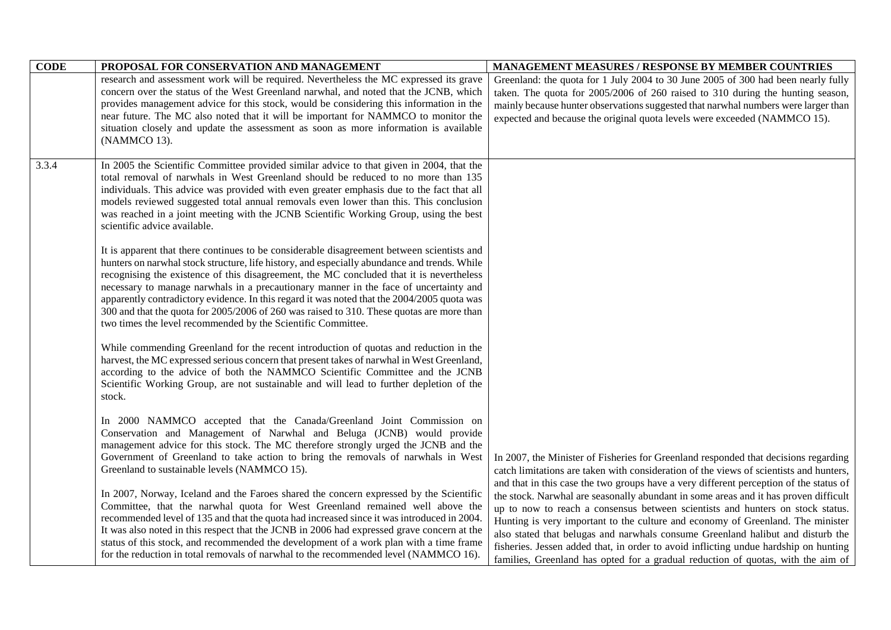| CODE | PROPOSAL FOR CONSERVATION AND MANAGEMENT | MANAGEMENT MEASURES / RESPONSE BY MEMBER COUNTRIES |
|---|---|---|
| | research and assessment work will be required. Nevertheless the MC expressed its grave concern over the status of the West Greenland narwhal, and noted that the JCNB, which provides management advice for this stock, would be considering this information in the near future. The MC also noted that it will be important for NAMMCO to monitor the situation closely and update the assessment as soon as more information is available (NAMMCO 13). | Greenland: the quota for 1 July 2004 to 30 June 2005 of 300 had been nearly fully taken. The quota for 2005/2006 of 260 raised to 310 during the hunting season, mainly because hunter observations suggested that narwhal numbers were larger than expected and because the original quota levels were exceeded (NAMMCO 15). |
| 3.3.4 | In 2005 the Scientific Committee provided similar advice to that given in 2004, that the total removal of narwhals in West Greenland should be reduced to no more than 135 individuals. This advice was provided with even greater emphasis due to the fact that all models reviewed suggested total annual removals even lower than this. This conclusion was reached in a joint meeting with the JCNB Scientific Working Group, using the best scientific advice available.<br><br>It is apparent that there continues to be considerable disagreement between scientists and hunters on narwhal stock structure, life history, and especially abundance and trends. While recognising the existence of this disagreement, the MC concluded that it is nevertheless necessary to manage narwhals in a precautionary manner in the face of uncertainty and apparently contradictory evidence. In this regard it was noted that the 2004/2005 quota was 300 and that the quota for 2005/2006 of 260 was raised to 310. These quotas are more than two times the level recommended by the Scientific Committee.<br><br>While commending Greenland for the recent introduction of quotas and reduction in the harvest, the MC expressed serious concern that present takes of narwhal in West Greenland, according to the advice of both the NAMMCO Scientific Committee and the JCNB Scientific Working Group, are not sustainable and will lead to further depletion of the stock.<br><br>In 2000 NAMMCO accepted that the Canada/Greenland Joint Commission on Conservation and Management of Narwhal and Beluga (JCNB) would provide management advice for this stock. The MC therefore strongly urged the JCNB and the Government of Greenland to take action to bring the removals of narwhals in West Greenland to sustainable levels (NAMMCO 15).<br><br>In 2007, Norway, Iceland and the Faroes shared the concern expressed by the Scientific Committee, that the narwhal quota for West Greenland remained well above the recommended level of 135 and that the quota had increased since it was introduced in 2004. It was also noted in this respect that the JCNB in 2006 had expressed grave concern at the status of this stock, and recommended the development of a work plan with a time frame for the reduction in total removals of narwhal to the recommended level (NAMMCO 16). | In 2007, the Minister of Fisheries for Greenland responded that decisions regarding catch limitations are taken with consideration of the views of scientists and hunters, and that in this case the two groups have a very different perception of the status of the stock. Narwhal are seasonally abundant in some areas and it has proven difficult up to now to reach a consensus between scientists and hunters on stock status. Hunting is very important to the culture and economy of Greenland. The minister also stated that belugas and narwhals consume Greenland halibut and disturb the fisheries. Jessen added that, in order to avoid inflicting undue hardship on hunting families, Greenland has opted for a gradual reduction of quotas, with the aim of |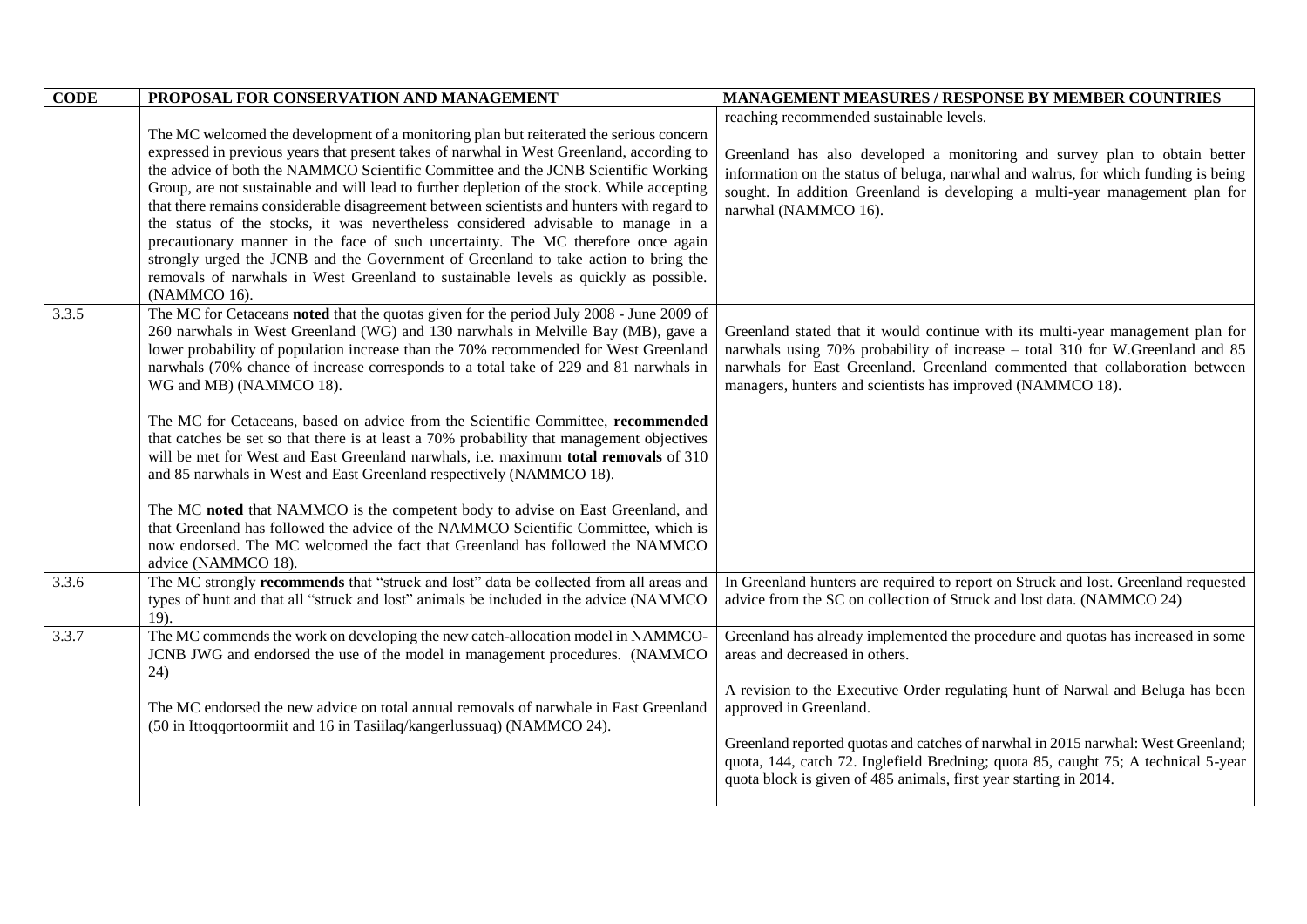| CODE | PROPOSAL FOR CONSERVATION AND MANAGEMENT | MANAGEMENT MEASURES / RESPONSE BY MEMBER COUNTRIES |
|---|---|---|
| | The MC welcomed the development of a monitoring plan but reiterated the serious concern expressed in previous years that present takes of narwhal in West Greenland, according to the advice of both the NAMMCO Scientific Committee and the JCNB Scientific Working Group, are not sustainable and will lead to further depletion of the stock. While accepting that there remains considerable disagreement between scientists and hunters with regard to the status of the stocks, it was nevertheless considered advisable to manage in a precautionary manner in the face of such uncertainty. The MC therefore once again strongly urged the JCNB and the Government of Greenland to take action to bring the removals of narwhals in West Greenland to sustainable levels as quickly as possible. (NAMMCO 16). | reaching recommended sustainable levels.<br><br>Greenland has also developed a monitoring and survey plan to obtain better information on the status of beluga, narwhal and walrus, for which funding is being sought. In addition Greenland is developing a multi-year management plan for narwhal (NAMMCO 16). |
| 3.3.5 | The MC for Cetaceans **noted** that the quotas given for the period July 2008 - June 2009 of 260 narwhals in West Greenland (WG) and 130 narwhals in Melville Bay (MB), gave a lower probability of population increase than the 70% recommended for West Greenland narwhals (70% chance of increase corresponds to a total take of 229 and 81 narwhals in WG and MB) (NAMMCO 18).<br><br>The MC for Cetaceans, based on advice from the Scientific Committee, **recommended** that catches be set so that there is at least a 70% probability that management objectives will be met for West and East Greenland narwhals, i.e. maximum **total removals** of 310 and 85 narwhals in West and East Greenland respectively (NAMMCO 18).<br><br>The MC **noted** that NAMMCO is the competent body to advise on East Greenland, and that Greenland has followed the advice of the NAMMCO Scientific Committee, which is now endorsed. The MC welcomed the fact that Greenland has followed the NAMMCO advice (NAMMCO 18). | Greenland stated that it would continue with its multi-year management plan for narwhals using 70% probability of increase – total 310 for W.Greenland and 85 narwhals for East Greenland. Greenland commented that collaboration between managers, hunters and scientists has improved (NAMMCO 18). |
| 3.3.6 | The MC strongly **recommends** that "struck and lost" data be collected from all areas and types of hunt and that all "struck and lost" animals be included in the advice (NAMMCO 19). | In Greenland hunters are required to report on Struck and lost. Greenland requested advice from the SC on collection of Struck and lost data. (NAMMCO 24) |
| 3.3.7 | The MC commends the work on developing the new catch-allocation model in NAMMCO-JCNB JWG and endorsed the use of the model in management procedures. (NAMMCO 24)<br><br>The MC endorsed the new advice on total annual removals of narwhale in East Greenland (50 in Ittoqqortoormiit and 16 in Tasiilaq/kangerlussuaq) (NAMMCO 24). | Greenland has already implemented the procedure and quotas has increased in some areas and decreased in others.<br><br>A revision to the Executive Order regulating hunt of Narwal and Beluga has been approved in Greenland.<br><br>Greenland reported quotas and catches of narwhal in 2015 narwhal: West Greenland; quota, 144, catch 72. Inglefield Bredning; quota 85, caught 75; A technical 5-year quota block is given of 485 animals, first year starting in 2014. |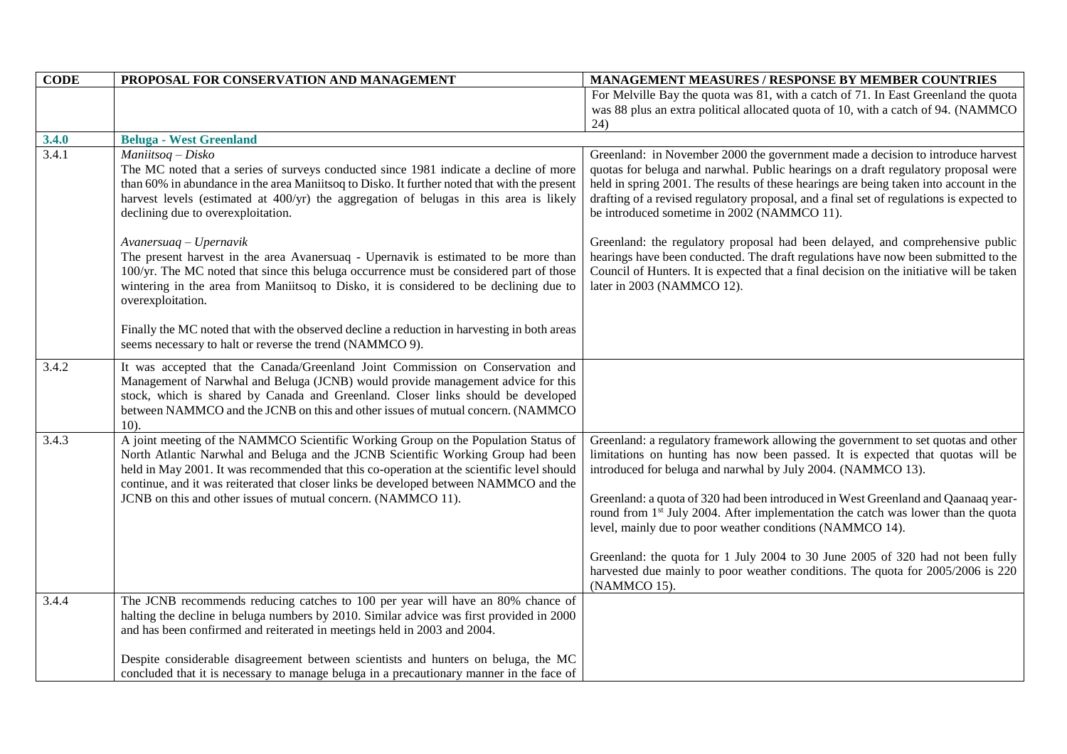| CODE | PROPOSAL FOR CONSERVATION AND MANAGEMENT | MANAGEMENT MEASURES / RESPONSE BY MEMBER COUNTRIES |
|---|---|---|
| | | For Melville Bay the quota was 81, with a catch of 71. In East Greenland the quota was 88 plus an extra political allocated quota of 10, with a catch of 94. (NAMMCO 24) |
| **3.4.0** | **Beluga - West Greenland** | |
| 3.4.1 | *Maniitsoq – Disko*<br>The MC noted that a series of surveys conducted since 1981 indicate a decline of more than 60% in abundance in the area Maniitsoq to Disko. It further noted that with the present harvest levels (estimated at 400/yr) the aggregation of belugas in this area is likely declining due to overexploitation.<br><br>*Avanersuaq – Upernavik*<br>The present harvest in the area Avanersuaq - Upernavik is estimated to be more than 100/yr. The MC noted that since this beluga occurrence must be considered part of those wintering in the area from Maniitsoq to Disko, it is considered to be declining due to overexploitation.<br><br>Finally the MC noted that with the observed decline a reduction in harvesting in both areas seems necessary to halt or reverse the trend (NAMMCO 9). | Greenland: in November 2000 the government made a decision to introduce harvest quotas for beluga and narwhal. Public hearings on a draft regulatory proposal were held in spring 2001. The results of these hearings are being taken into account in the drafting of a revised regulatory proposal, and a final set of regulations is expected to be introduced sometime in 2002 (NAMMCO 11).<br><br>Greenland: the regulatory proposal had been delayed, and comprehensive public hearings have been conducted. The draft regulations have now been submitted to the Council of Hunters. It is expected that a final decision on the initiative will be taken later in 2003 (NAMMCO 12). |
| 3.4.2 | It was accepted that the Canada/Greenland Joint Commission on Conservation and Management of Narwhal and Beluga (JCNB) would provide management advice for this stock, which is shared by Canada and Greenland. Closer links should be developed between NAMMCO and the JCNB on this and other issues of mutual concern. (NAMMCO 10). | |
| 3.4.3 | A joint meeting of the NAMMCO Scientific Working Group on the Population Status of North Atlantic Narwhal and Beluga and the JCNB Scientific Working Group had been held in May 2001. It was recommended that this co-operation at the scientific level should continue, and it was reiterated that closer links be developed between NAMMCO and the JCNB on this and other issues of mutual concern. (NAMMCO 11). | Greenland: a regulatory framework allowing the government to set quotas and other limitations on hunting has now been passed. It is expected that quotas will be introduced for beluga and narwhal by July 2004. (NAMMCO 13).<br><br>Greenland: a quota of 320 had been introduced in West Greenland and Qaanaaq year-round from 1st July 2004. After implementation the catch was lower than the quota level, mainly due to poor weather conditions (NAMMCO 14).<br><br>Greenland: the quota for 1 July 2004 to 30 June 2005 of 320 had not been fully harvested due mainly to poor weather conditions. The quota for 2005/2006 is 220 (NAMMCO 15). |
| 3.4.4 | The JCNB recommends reducing catches to 100 per year will have an 80% chance of halting the decline in beluga numbers by 2010. Similar advice was first provided in 2000 and has been confirmed and reiterated in meetings held in 2003 and 2004.<br><br>Despite considerable disagreement between scientists and hunters on beluga, the MC concluded that it is necessary to manage beluga in a precautionary manner in the face of | |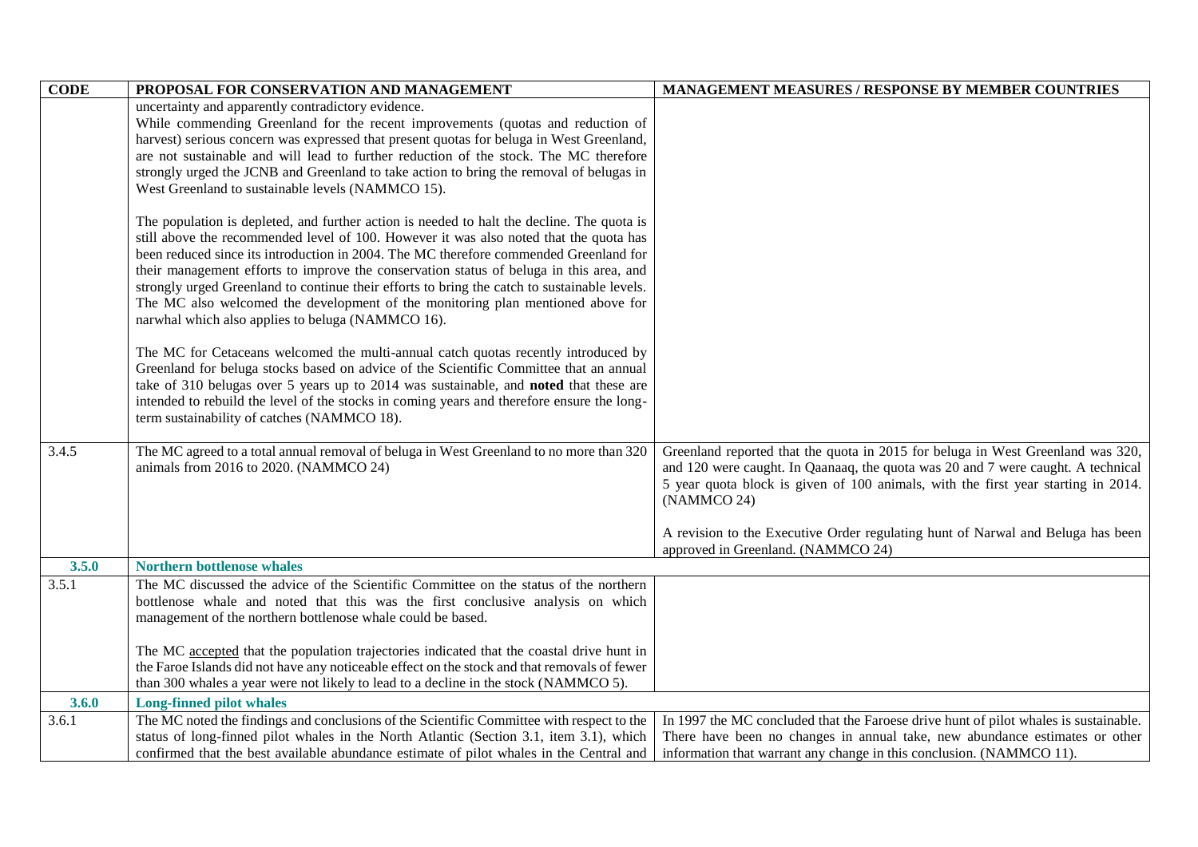| CODE | PROPOSAL FOR CONSERVATION AND MANAGEMENT | MANAGEMENT MEASURES / RESPONSE BY MEMBER COUNTRIES |
|---|---|---|
| | uncertainty and apparently contradictory evidence.<br>While commending Greenland for the recent improvements (quotas and reduction of harvest) serious concern was expressed that present quotas for beluga in West Greenland, are not sustainable and will lead to further reduction of the stock. The MC therefore strongly urged the JCNB and Greenland to take action to bring the removal of belugas in West Greenland to sustainable levels (NAMMCO 15).<br><br>The population is depleted, and further action is needed to halt the decline. The quota is still above the recommended level of 100. However it was also noted that the quota has been reduced since its introduction in 2004. The MC therefore commended Greenland for their management efforts to improve the conservation status of beluga in this area, and strongly urged Greenland to continue their efforts to bring the catch to sustainable levels. The MC also welcomed the development of the monitoring plan mentioned above for narwhal which also applies to beluga (NAMMCO 16).<br><br>The MC for Cetaceans welcomed the multi-annual catch quotas recently introduced by Greenland for beluga stocks based on advice of the Scientific Committee that an annual take of 310 belugas over 5 years up to 2014 was sustainable, and **noted** that these are intended to rebuild the level of the stocks in coming years and therefore ensure the long-term sustainability of catches (NAMMCO 18). | |
| 3.4.5 | The MC agreed to a total annual removal of beluga in West Greenland to no more than 320 animals from 2016 to 2020. (NAMMCO 24) | Greenland reported that the quota in 2015 for beluga in West Greenland was 320, and 120 were caught. In Qaanaaq, the quota was 20 and 7 were caught. A technical 5 year quota block is given of 100 animals, with the first year starting in 2014. (NAMMCO 24)<br><br>A revision to the Executive Order regulating hunt of Narwal and Beluga has been approved in Greenland. (NAMMCO 24) |
| **3.5.0** | **Northern bottlenose whales** | |
| 3.5.1 | The MC discussed the advice of the Scientific Committee on the status of the northern bottlenose whale and noted that this was the first conclusive analysis on which management of the northern bottlenose whale could be based.<br><br>The MC accepted that the population trajectories indicated that the coastal drive hunt in the Faroe Islands did not have any noticeable effect on the stock and that removals of fewer than 300 whales a year were not likely to lead to a decline in the stock (NAMMCO 5). | |
| **3.6.0** | **Long-finned pilot whales** | |
| 3.6.1 | The MC noted the findings and conclusions of the Scientific Committee with respect to the status of long-finned pilot whales in the North Atlantic (Section 3.1, item 3.1), which confirmed that the best available abundance estimate of pilot whales in the Central and | In 1997 the MC concluded that the Faroese drive hunt of pilot whales is sustainable. There have been no changes in annual take, new abundance estimates or other information that warrant any change in this conclusion. (NAMMCO 11). |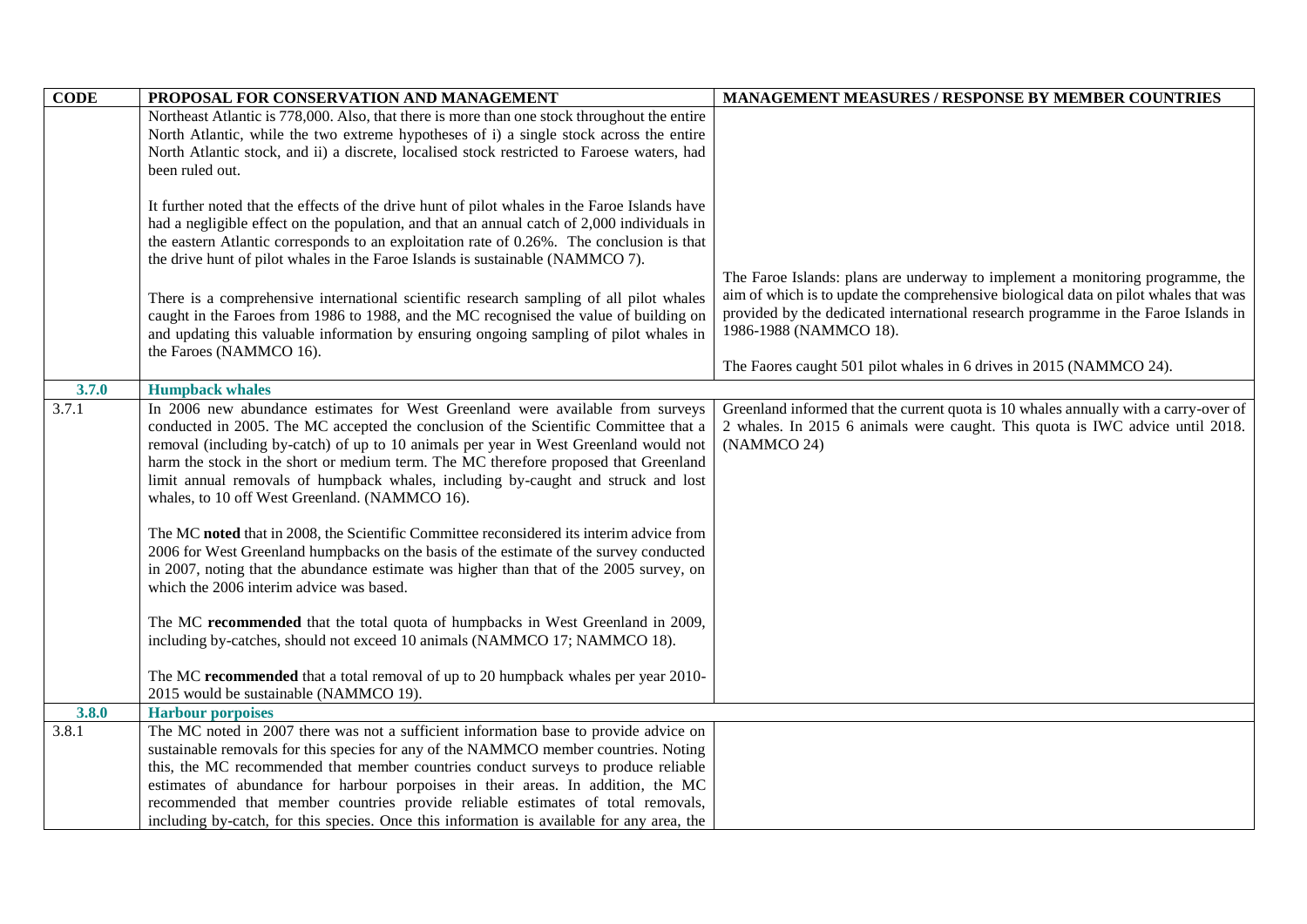| CODE | PROPOSAL FOR CONSERVATION AND MANAGEMENT | MANAGEMENT MEASURES / RESPONSE BY MEMBER COUNTRIES |
| --- | --- | --- |
| | Northeast Atlantic is 778,000. Also, that there is more than one stock throughout the entire North Atlantic, while the two extreme hypotheses of i) a single stock across the entire North Atlantic stock, and ii) a discrete, localised stock restricted to Faroese waters, had been ruled out.<br><br>It further noted that the effects of the drive hunt of pilot whales in the Faroe Islands have had a negligible effect on the population, and that an annual catch of 2,000 individuals in the eastern Atlantic corresponds to an exploitation rate of 0.26%. The conclusion is that the drive hunt of pilot whales in the Faroe Islands is sustainable (NAMMCO 7).<br><br>There is a comprehensive international scientific research sampling of all pilot whales caught in the Faroes from 1986 to 1988, and the MC recognised the value of building on and updating this valuable information by ensuring ongoing sampling of pilot whales in the Faroes (NAMMCO 16). | The Faroe Islands: plans are underway to implement a monitoring programme, the aim of which is to update the comprehensive biological data on pilot whales that was provided by the dedicated international research programme in the Faroe Islands in 1986-1988 (NAMMCO 18).<br><br>The Faores caught 501 pilot whales in 6 drives in 2015 (NAMMCO 24). |
| **3.7.0** | **Humpback whales** | |
| 3.7.1 | In 2006 new abundance estimates for West Greenland were available from surveys conducted in 2005. The MC accepted the conclusion of the Scientific Committee that a removal (including by-catch) of up to 10 animals per year in West Greenland would not harm the stock in the short or medium term. The MC therefore proposed that Greenland limit annual removals of humpback whales, including by-caught and struck and lost whales, to 10 off West Greenland. (NAMMCO 16).<br><br>The MC **noted** that in 2008, the Scientific Committee reconsidered its interim advice from 2006 for West Greenland humpbacks on the basis of the estimate of the survey conducted in 2007, noting that the abundance estimate was higher than that of the 2005 survey, on which the 2006 interim advice was based.<br><br>The MC **recommended** that the total quota of humpbacks in West Greenland in 2009, including by-catches, should not exceed 10 animals (NAMMCO 17; NAMMCO 18).<br><br>The MC **recommended** that a total removal of up to 20 humpback whales per year 2010-2015 would be sustainable (NAMMCO 19). | Greenland informed that the current quota is 10 whales annually with a carry-over of 2 whales. In 2015 6 animals were caught. This quota is IWC advice until 2018. (NAMMCO 24) |
| **3.8.0** | **Harbour porpoises** | |
| 3.8.1 | The MC noted in 2007 there was not a sufficient information base to provide advice on sustainable removals for this species for any of the NAMMCO member countries. Noting this, the MC recommended that member countries conduct surveys to produce reliable estimates of abundance for harbour porpoises in their areas. In addition, the MC recommended that member countries provide reliable estimates of total removals, including by-catch, for this species. Once this information is available for any area, the | |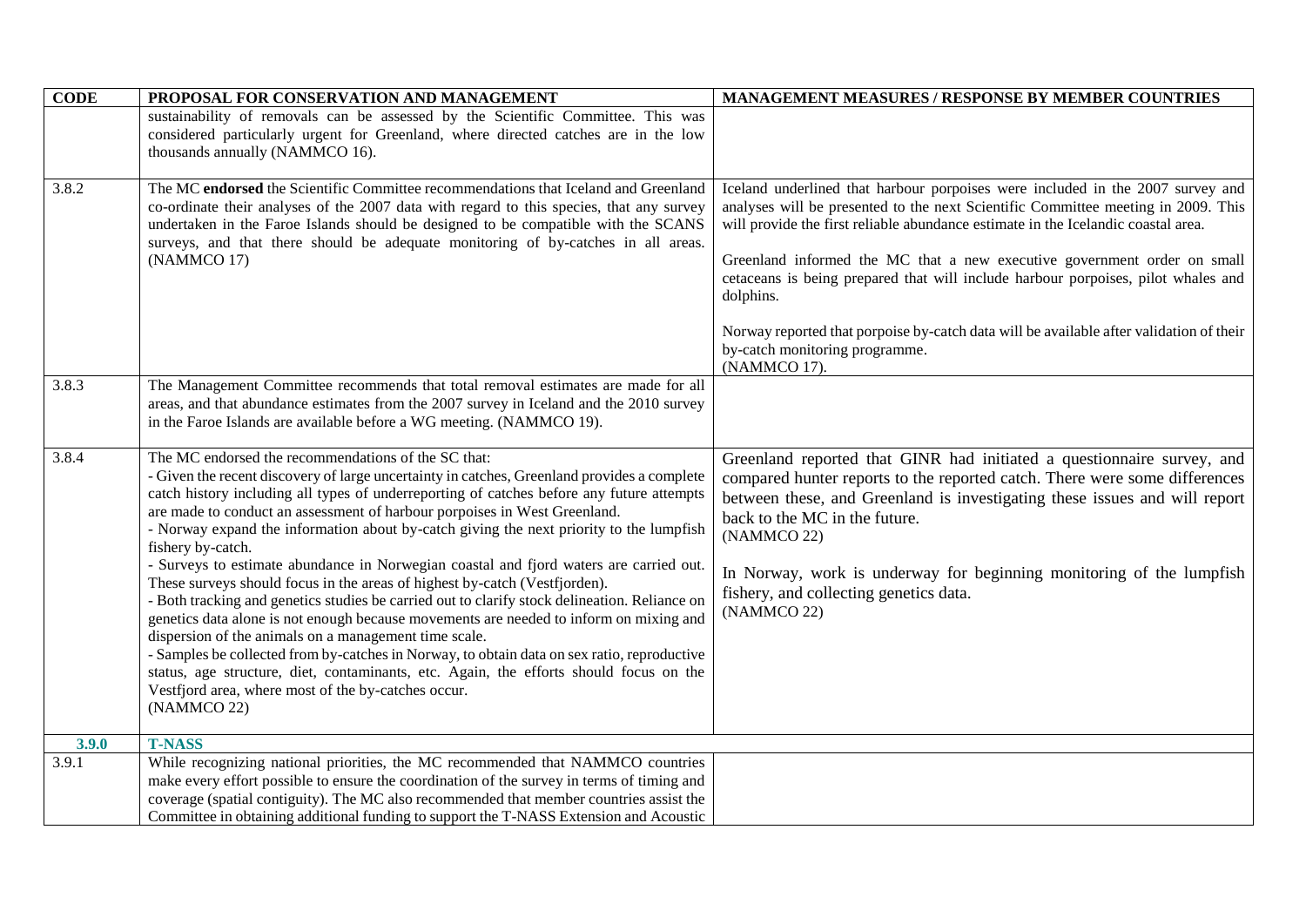| CODE | PROPOSAL FOR CONSERVATION AND MANAGEMENT | MANAGEMENT MEASURES / RESPONSE BY MEMBER COUNTRIES |
|---|---|---|
| | sustainability of removals can be assessed by the Scientific Committee. This was considered particularly urgent for Greenland, where directed catches are in the low thousands annually (NAMMCO 16). | |
| 3.8.2 | The MC **endorsed** the Scientific Committee recommendations that Iceland and Greenland co-ordinate their analyses of the 2007 data with regard to this species, that any survey undertaken in the Faroe Islands should be designed to be compatible with the SCANS surveys, and that there should be adequate monitoring of by-catches in all areas. (NAMMCO 17) | Iceland underlined that harbour porpoises were included in the 2007 survey and analyses will be presented to the next Scientific Committee meeting in 2009. This will provide the first reliable abundance estimate in the Icelandic coastal area.<br><br>Greenland informed the MC that a new executive government order on small cetaceans is being prepared that will include harbour porpoises, pilot whales and dolphins.<br><br>Norway reported that porpoise by-catch data will be available after validation of their by-catch monitoring programme. (NAMMCO 17). |
| 3.8.3 | The Management Committee recommends that total removal estimates are made for all areas, and that abundance estimates from the 2007 survey in Iceland and the 2010 survey in the Faroe Islands are available before a WG meeting. (NAMMCO 19). | |
| 3.8.4 | The MC endorsed the recommendations of the SC that:<br>- Given the recent discovery of large uncertainty in catches, Greenland provides a complete catch history including all types of underreporting of catches before any future attempts are made to conduct an assessment of harbour porpoises in West Greenland.<br>- Norway expand the information about by-catch giving the next priority to the lumpfish fishery by-catch.<br>- Surveys to estimate abundance in Norwegian coastal and fjord waters are carried out. These surveys should focus in the areas of highest by-catch (Vestfjorden).<br>- Both tracking and genetics studies be carried out to clarify stock delineation. Reliance on genetics data alone is not enough because movements are needed to inform on mixing and dispersion of the animals on a management time scale.<br>- Samples be collected from by-catches in Norway, to obtain data on sex ratio, reproductive status, age structure, diet, contaminants, etc. Again, the efforts should focus on the Vestfjord area, where most of the by-catches occur.<br>(NAMMCO 22) | Greenland reported that GINR had initiated a questionnaire survey, and compared hunter reports to the reported catch. There were some differences between these, and Greenland is investigating these issues and will report back to the MC in the future.<br>(NAMMCO 22)<br><br>In Norway, work is underway for beginning monitoring of the lumpfish fishery, and collecting genetics data.<br>(NAMMCO 22) |
| **3.9.0** | **T-NASS** | |
| 3.9.1 | While recognizing national priorities, the MC recommended that NAMMCO countries make every effort possible to ensure the coordination of the survey in terms of timing and coverage (spatial contiguity). The MC also recommended that member countries assist the Committee in obtaining additional funding to support the T-NASS Extension and Acoustic | |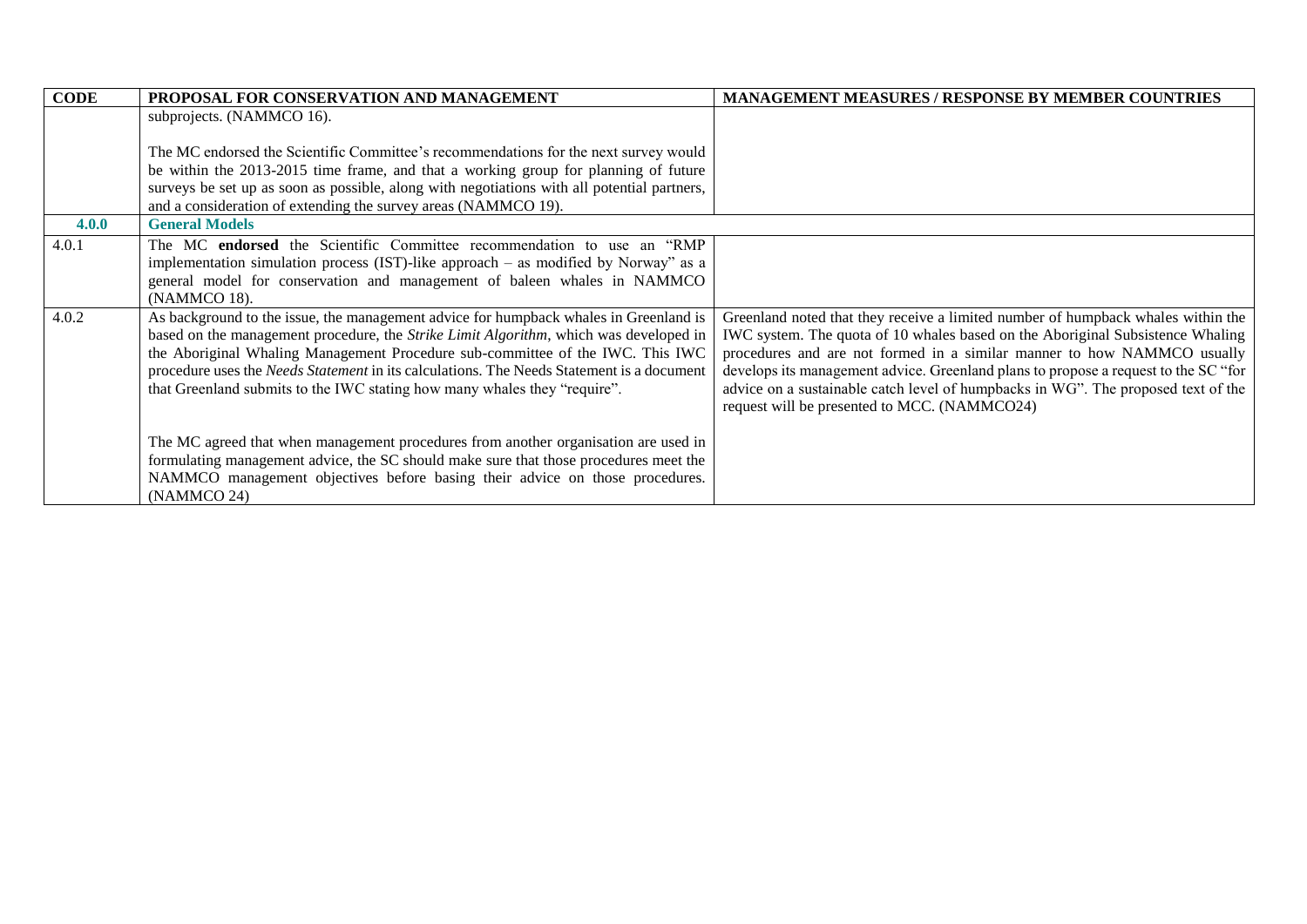| CODE | PROPOSAL FOR CONSERVATION AND MANAGEMENT | MANAGEMENT MEASURES / RESPONSE BY MEMBER COUNTRIES |
|---|---|---|
| | subprojects. (NAMMCO 16).<br><br>The MC endorsed the Scientific Committee's recommendations for the next survey would be within the 2013-2015 time frame, and that a working group for planning of future surveys be set up as soon as possible, along with negotiations with all potential partners, and a consideration of extending the survey areas (NAMMCO 19). | |
| **4.0.0** | **General Models** | |
| 4.0.1 | The MC **endorsed** the Scientific Committee recommendation to use an "RMP implementation simulation process (IST)-like approach – as modified by Norway" as a general model for conservation and management of baleen whales in NAMMCO (NAMMCO 18). | |
| 4.0.2 | As background to the issue, the management advice for humpback whales in Greenland is based on the management procedure, the *Strike Limit Algorithm*, which was developed in the Aboriginal Whaling Management Procedure sub-committee of the IWC. This IWC procedure uses the *Needs Statement* in its calculations. The Needs Statement is a document that Greenland submits to the IWC stating how many whales they "require".<br><br>The MC agreed that when management procedures from another organisation are used in formulating management advice, the SC should make sure that those procedures meet the NAMMCO management objectives before basing their advice on those procedures. (NAMMCO 24) | Greenland noted that they receive a limited number of humpback whales within the IWC system. The quota of 10 whales based on the Aboriginal Subsistence Whaling procedures and are not formed in a similar manner to how NAMMCO usually develops its management advice. Greenland plans to propose a request to the SC "for advice on a sustainable catch level of humpbacks in WG". The proposed text of the request will be presented to MCC. (NAMMCO24) |